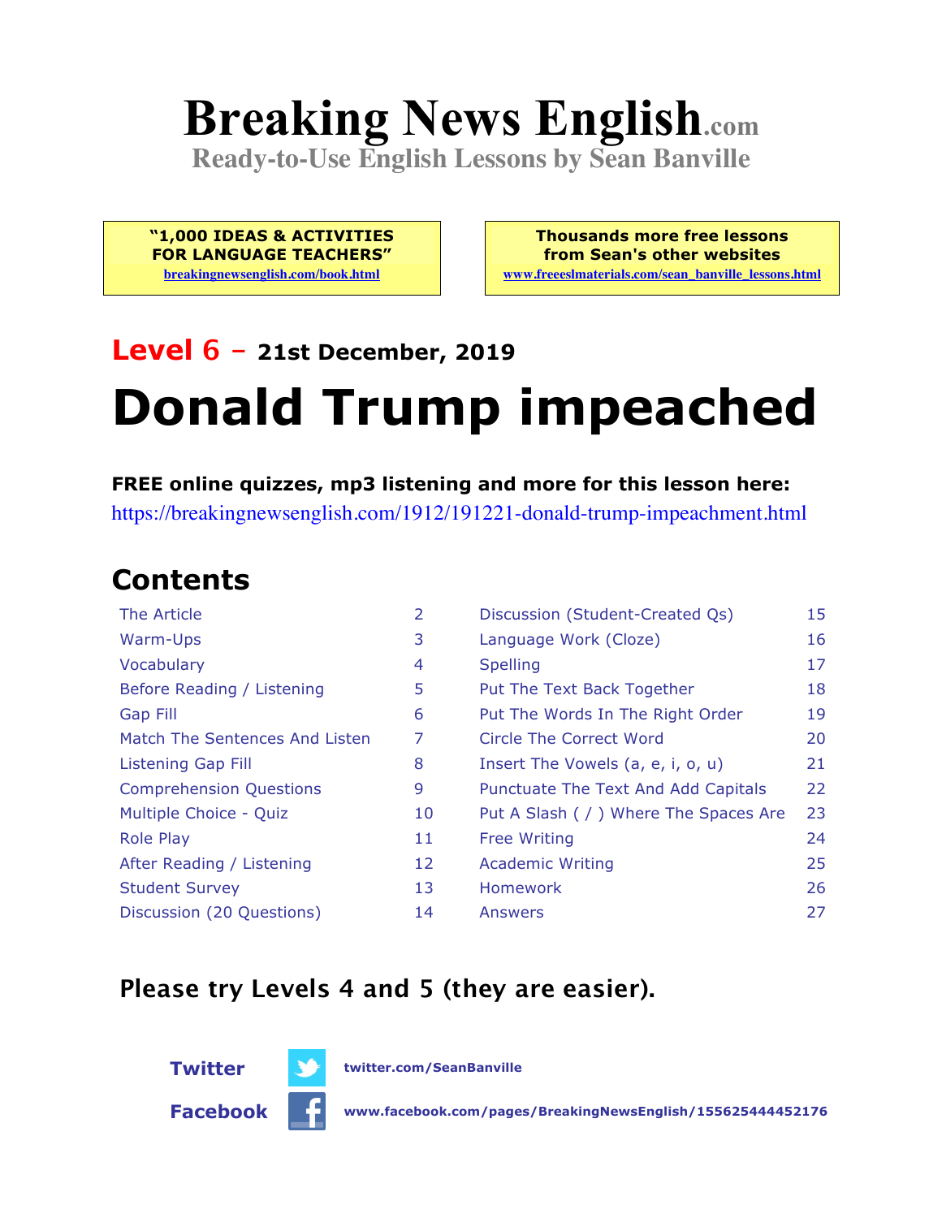# Breaking News English.com

**Ready-to-Use English Lessons by Sean Banville**

**"1,000 IDEAS & ACTIVITIES FOR LANGUAGE TEACHERS"**
breakingnewsenglish.com/book.html

**Thousands more free lessons from Sean's other websites**
www.freeeslmaterials.com/sean_banville_lessons.html

## Level 6 – 21st December, 2019

# Donald Trump impeached

**FREE online quizzes, mp3 listening and more for this lesson here:**
https://breakingnewsenglish.com/1912/191221-donald-trump-impeachment.html

## Contents

| | | | |
|---|---|---|---|
| The Article | 2 | Discussion (Student-Created Qs) | 15 |
| Warm-Ups | 3 | Language Work (Cloze) | 16 |
| Vocabulary | 4 | Spelling | 17 |
| Before Reading / Listening | 5 | Put The Text Back Together | 18 |
| Gap Fill | 6 | Put The Words In The Right Order | 19 |
| Match The Sentences And Listen | 7 | Circle The Correct Word | 20 |
| Listening Gap Fill | 8 | Insert The Vowels (a, e, i, o, u) | 21 |
| Comprehension Questions | 9 | Punctuate The Text And Add Capitals | 22 |
| Multiple Choice - Quiz | 10 | Put A Slash ( / ) Where The Spaces Are | 23 |
| Role Play | 11 | Free Writing | 24 |
| After Reading / Listening | 12 | Academic Writing | 25 |
| Student Survey | 13 | Homework | 26 |
| Discussion (20 Questions) | 14 | Answers | 27 |

**Please try Levels 4 and 5 (they are easier).**

**Twitter** twitter.com/SeanBanville

**Facebook** www.facebook.com/pages/BreakingNewsEnglish/155625444452176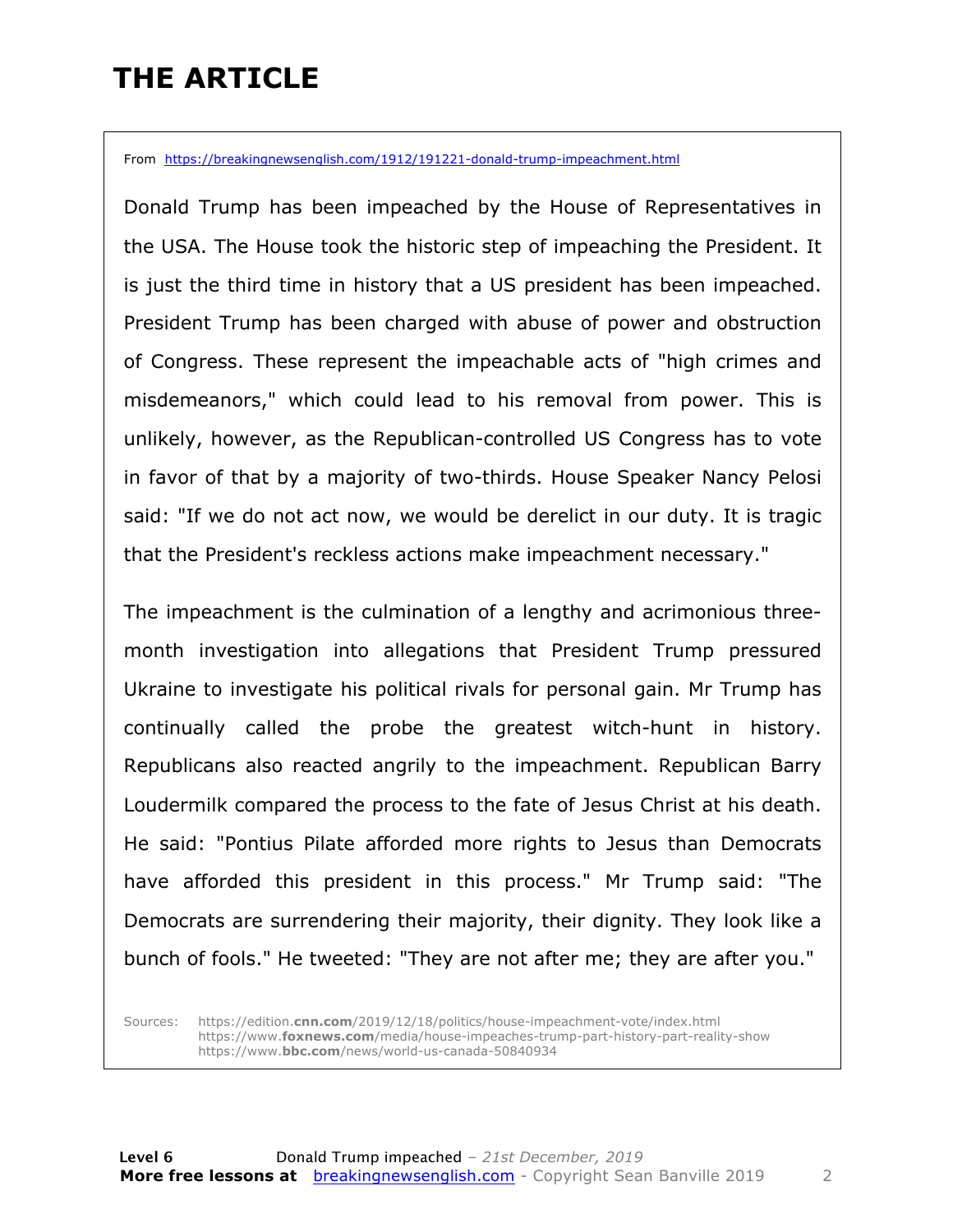# THE ARTICLE

From https://breakingnewsenglish.com/1912/191221-donald-trump-impeachment.html

Donald Trump has been impeached by the House of Representatives in the USA. The House took the historic step of impeaching the President. It is just the third time in history that a US president has been impeached. President Trump has been charged with abuse of power and obstruction of Congress. These represent the impeachable acts of "high crimes and misdemeanors," which could lead to his removal from power. This is unlikely, however, as the Republican-controlled US Congress has to vote in favor of that by a majority of two-thirds. House Speaker Nancy Pelosi said: "If we do not act now, we would be derelict in our duty. It is tragic that the President's reckless actions make impeachment necessary."

The impeachment is the culmination of a lengthy and acrimonious three-month investigation into allegations that President Trump pressured Ukraine to investigate his political rivals for personal gain. Mr Trump has continually called the probe the greatest witch-hunt in history. Republicans also reacted angrily to the impeachment. Republican Barry Loudermilk compared the process to the fate of Jesus Christ at his death. He said: "Pontius Pilate afforded more rights to Jesus than Democrats have afforded this president in this process." Mr Trump said: "The Democrats are surrendering their majority, their dignity. They look like a bunch of fools." He tweeted: "They are not after me; they are after you."

Sources: https://edition.cnn.com/2019/12/18/politics/house-impeachment-vote/index.html
https://www.foxnews.com/media/house-impeaches-trump-part-history-part-reality-show
https://www.bbc.com/news/world-us-canada-50840934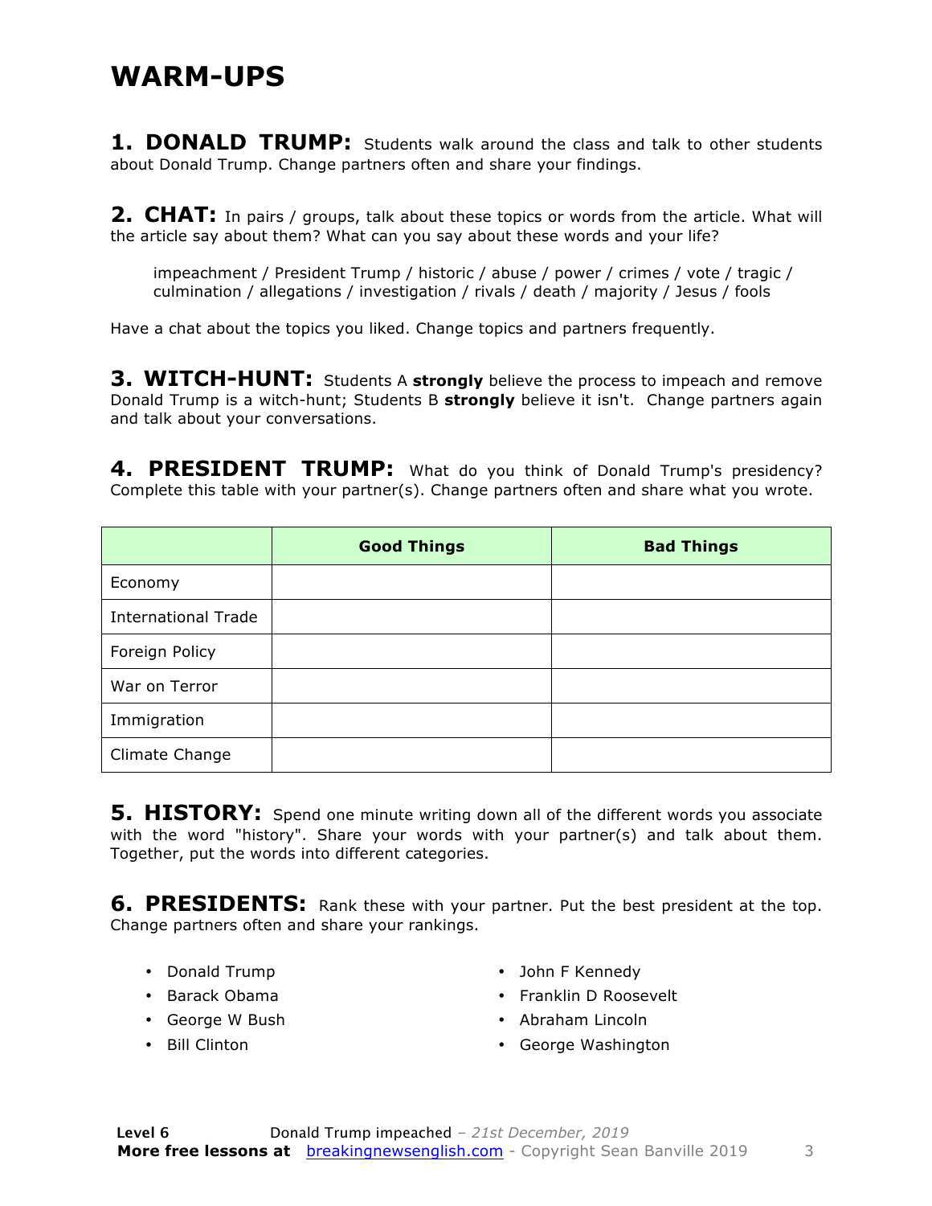# WARM-UPS

**1. DONALD TRUMP:** Students walk around the class and talk to other students about Donald Trump. Change partners often and share your findings.

**2. CHAT:** In pairs / groups, talk about these topics or words from the article. What will the article say about them? What can you say about these words and your life?

> impeachment / President Trump / historic / abuse / power / crimes / vote / tragic / culmination / allegations / investigation / rivals / death / majority / Jesus / fools

Have a chat about the topics you liked. Change topics and partners frequently.

**3. WITCH-HUNT:** Students A **strongly** believe the process to impeach and remove Donald Trump is a witch-hunt; Students B **strongly** believe it isn't. Change partners again and talk about your conversations.

**4. PRESIDENT TRUMP:** What do you think of Donald Trump's presidency? Complete this table with your partner(s). Change partners often and share what you wrote.

| | Good Things | Bad Things |
|---|---|---|
| Economy | | |
| International Trade | | |
| Foreign Policy | | |
| War on Terror | | |
| Immigration | | |
| Climate Change | | |

**5. HISTORY:** Spend one minute writing down all of the different words you associate with the word "history". Share your words with your partner(s) and talk about them. Together, put the words into different categories.

**6. PRESIDENTS:** Rank these with your partner. Put the best president at the top. Change partners often and share your rankings.

- Donald Trump
- Barack Obama
- George W Bush
- Bill Clinton
- John F Kennedy
- Franklin D Roosevelt
- Abraham Lincoln
- George Washington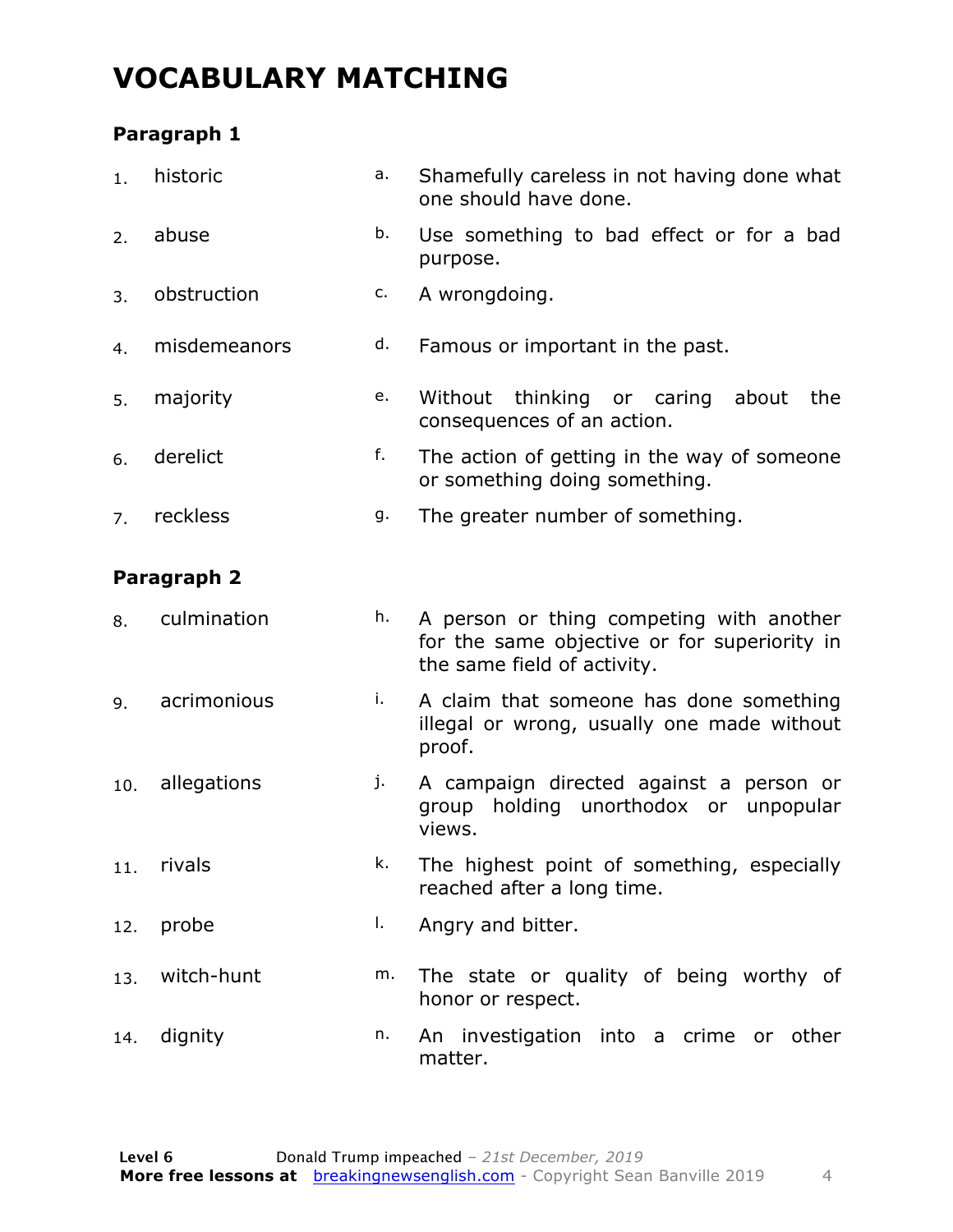# VOCABULARY MATCHING

### Paragraph 1

| | | | |
|---|---|---|---|
| 1. | historic | a. | Shamefully careless in not having done what one should have done. |
| 2. | abuse | b. | Use something to bad effect or for a bad purpose. |
| 3. | obstruction | c. | A wrongdoing. |
| 4. | misdemeanors | d. | Famous or important in the past. |
| 5. | majority | e. | Without thinking or caring about the consequences of an action. |
| 6. | derelict | f. | The action of getting in the way of someone or something doing something. |
| 7. | reckless | g. | The greater number of something. |

### Paragraph 2

| | | | |
|---|---|---|---|
| 8. | culmination | h. | A person or thing competing with another for the same objective or for superiority in the same field of activity. |
| 9. | acrimonious | i. | A claim that someone has done something illegal or wrong, usually one made without proof. |
| 10. | allegations | j. | A campaign directed against a person or group holding unorthodox or unpopular views. |
| 11. | rivals | k. | The highest point of something, especially reached after a long time. |
| 12. | probe | l. | Angry and bitter. |
| 13. | witch-hunt | m. | The state or quality of being worthy of honor or respect. |
| 14. | dignity | n. | An investigation into a crime or other matter. |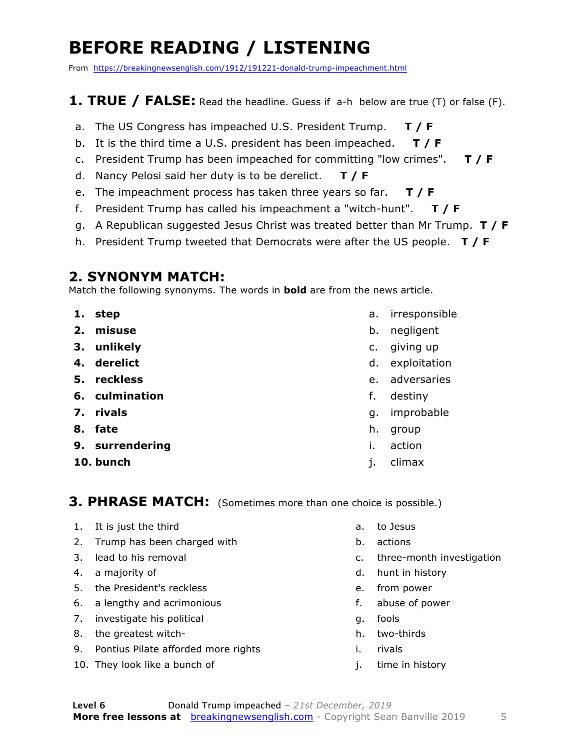# BEFORE READING / LISTENING

From https://breakingnewsenglish.com/1912/191221-donald-trump-impeachment.html

## 1. TRUE / FALSE: Read the headline. Guess if a-h below are true (T) or false (F).

a. The US Congress has impeached U.S. President Trump. **T / F**

b. It is the third time a U.S. president has been impeached. **T / F**

c. President Trump has been impeached for committing "low crimes". **T / F**

d. Nancy Pelosi said her duty is to be derelict. **T / F**

e. The impeachment process has taken three years so far. **T / F**

f. President Trump has called his impeachment a "witch-hunt". **T / F**

g. A Republican suggested Jesus Christ was treated better than Mr Trump. **T / F**

h. President Trump tweeted that Democrats were after the US people. **T / F**

## 2. SYNONYM MATCH:

Match the following synonyms. The words in **bold** are from the news article.

1. **step**
2. **misuse**
3. **unlikely**
4. **derelict**
5. **reckless**
6. **culmination**
7. **rivals**
8. **fate**
9. **surrendering**
10. **bunch**

a. irresponsible
b. negligent
c. giving up
d. exploitation
e. adversaries
f. destiny
g. improbable
h. group
i. action
j. climax

## 3. PHRASE MATCH: (Sometimes more than one choice is possible.)

1. It is just the third
2. Trump has been charged with
3. lead to his removal
4. a majority of
5. the President's reckless
6. a lengthy and acrimonious
7. investigate his political
8. the greatest witch-
9. Pontius Pilate afforded more rights
10. They look like a bunch of

a. to Jesus
b. actions
c. three-month investigation
d. hunt in history
e. from power
f. abuse of power
g. fools
h. two-thirds
i. rivals
j. time in history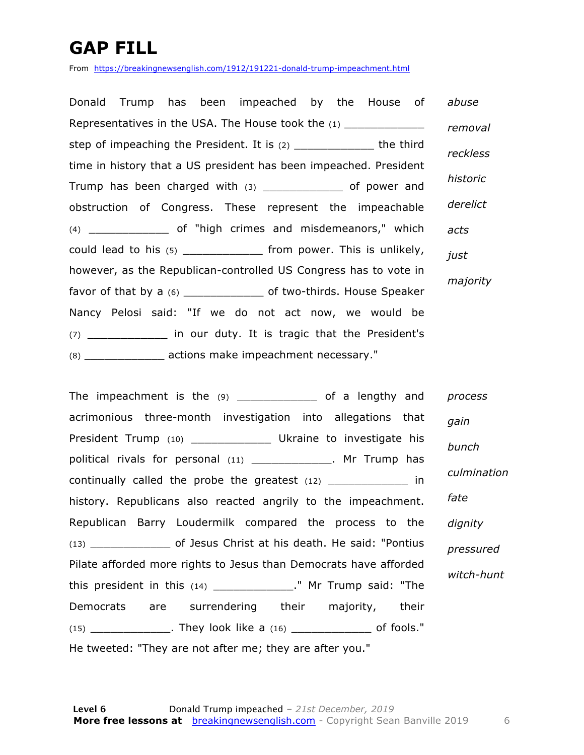# GAP FILL

From https://breakingnewsenglish.com/1912/191221-donald-trump-impeachment.html

Donald Trump has been impeached by the House of Representatives in the USA. The House took the (1) ____________ step of impeaching the President. It is (2) ____________ the third time in history that a US president has been impeached. President Trump has been charged with (3) ____________ of power and obstruction of Congress. These represent the impeachable (4) ____________ of "high crimes and misdemeanors," which could lead to his (5) ____________ from power. This is unlikely, however, as the Republican-controlled US Congress has to vote in favor of that by a (6) ____________ of two-thirds. House Speaker Nancy Pelosi said: "If we do not act now, we would be (7) ____________ in our duty. It is tragic that the President's (8) ____________ actions make impeachment necessary."

*abuse*

*removal*

*reckless*

*historic*

*derelict*

*acts*

*just*

*majority*

The impeachment is the (9) ____________ of a lengthy and acrimonious three-month investigation into allegations that President Trump (10) ____________ Ukraine to investigate his political rivals for personal (11) ____________. Mr Trump has continually called the probe the greatest (12) ____________ in history. Republicans also reacted angrily to the impeachment. Republican Barry Loudermilk compared the process to the (13) ____________ of Jesus Christ at his death. He said: "Pontius Pilate afforded more rights to Jesus than Democrats have afforded this president in this (14) ____________." Mr Trump said: "The Democrats are surrendering their majority, their (15) ____________. They look like a (16) ____________ of fools." He tweeted: "They are not after me; they are after you."

*process*

*gain*

*bunch*

*culmination*

*fate*

*dignity*

*pressured*

*witch-hunt*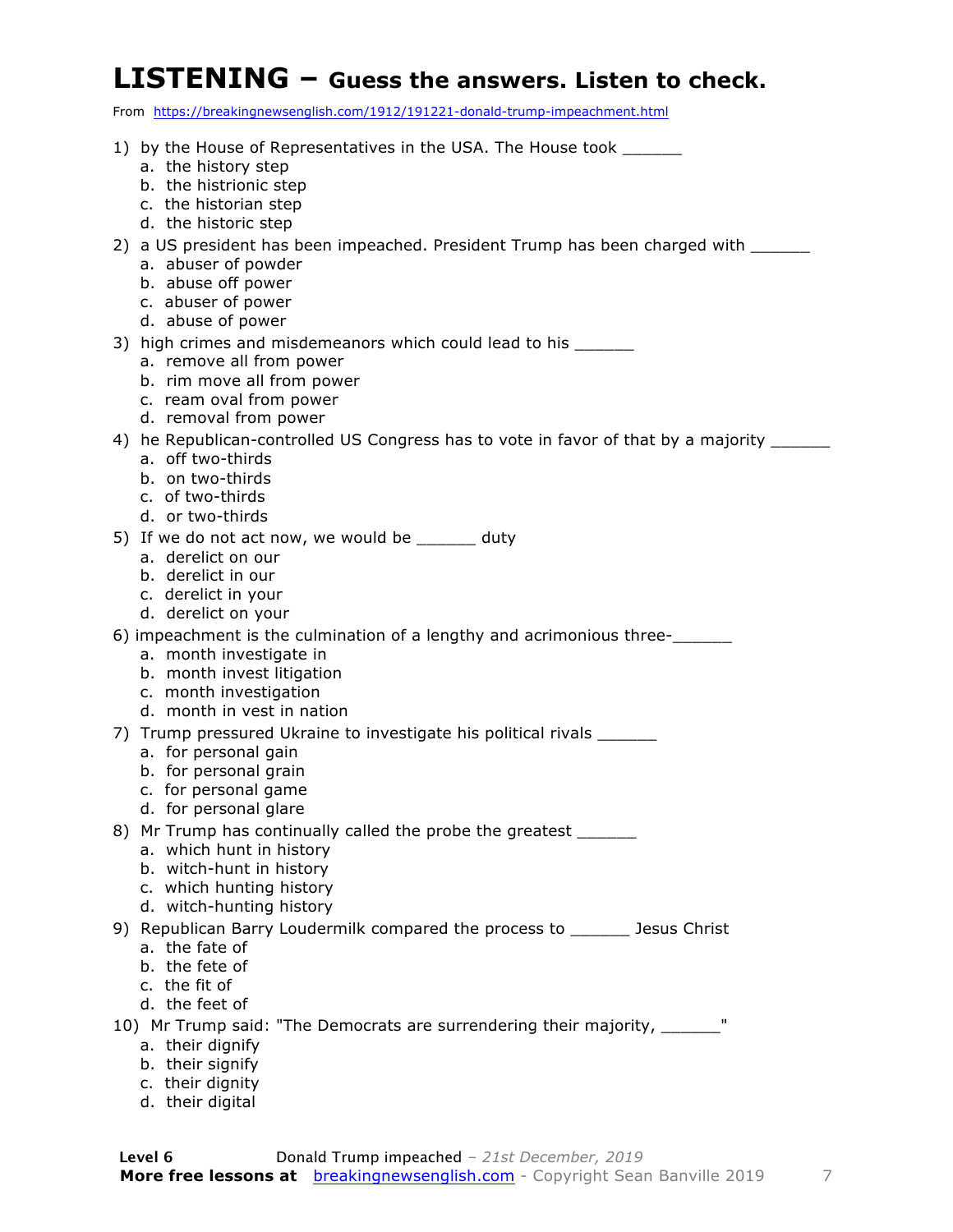# LISTENING – Guess the answers. Listen to check.

From https://breakingnewsenglish.com/1912/191221-donald-trump-impeachment.html

1) by the House of Representatives in the USA. The House took ______
   a. the history step
   b. the histrionic step
   c. the historian step
   d. the historic step
2) a US president has been impeached. President Trump has been charged with ______
   a. abuser of powder
   b. abuse off power
   c. abuser of power
   d. abuse of power
3) high crimes and misdemeanors which could lead to his ______
   a. remove all from power
   b. rim move all from power
   c. ream oval from power
   d. removal from power
4) he Republican-controlled US Congress has to vote in favor of that by a majority ______
   a. off two-thirds
   b. on two-thirds
   c. of two-thirds
   d. or two-thirds
5) If we do not act now, we would be ______ duty
   a. derelict on our
   b. derelict in our
   c. derelict in your
   d. derelict on your
6) impeachment is the culmination of a lengthy and acrimonious three-______
   a. month investigate in
   b. month invest litigation
   c. month investigation
   d. month in vest in nation
7) Trump pressured Ukraine to investigate his political rivals ______
   a. for personal gain
   b. for personal grain
   c. for personal game
   d. for personal glare
8) Mr Trump has continually called the probe the greatest ______
   a. which hunt in history
   b. witch-hunt in history
   c. which hunting history
   d. witch-hunting history
9) Republican Barry Loudermilk compared the process to ______ Jesus Christ
   a. the fate of
   b. the fete of
   c. the fit of
   d. the feet of
10) Mr Trump said: "The Democrats are surrendering their majority, ______"
   a. their dignify
   b. their signify
   c. their dignity
   d. their digital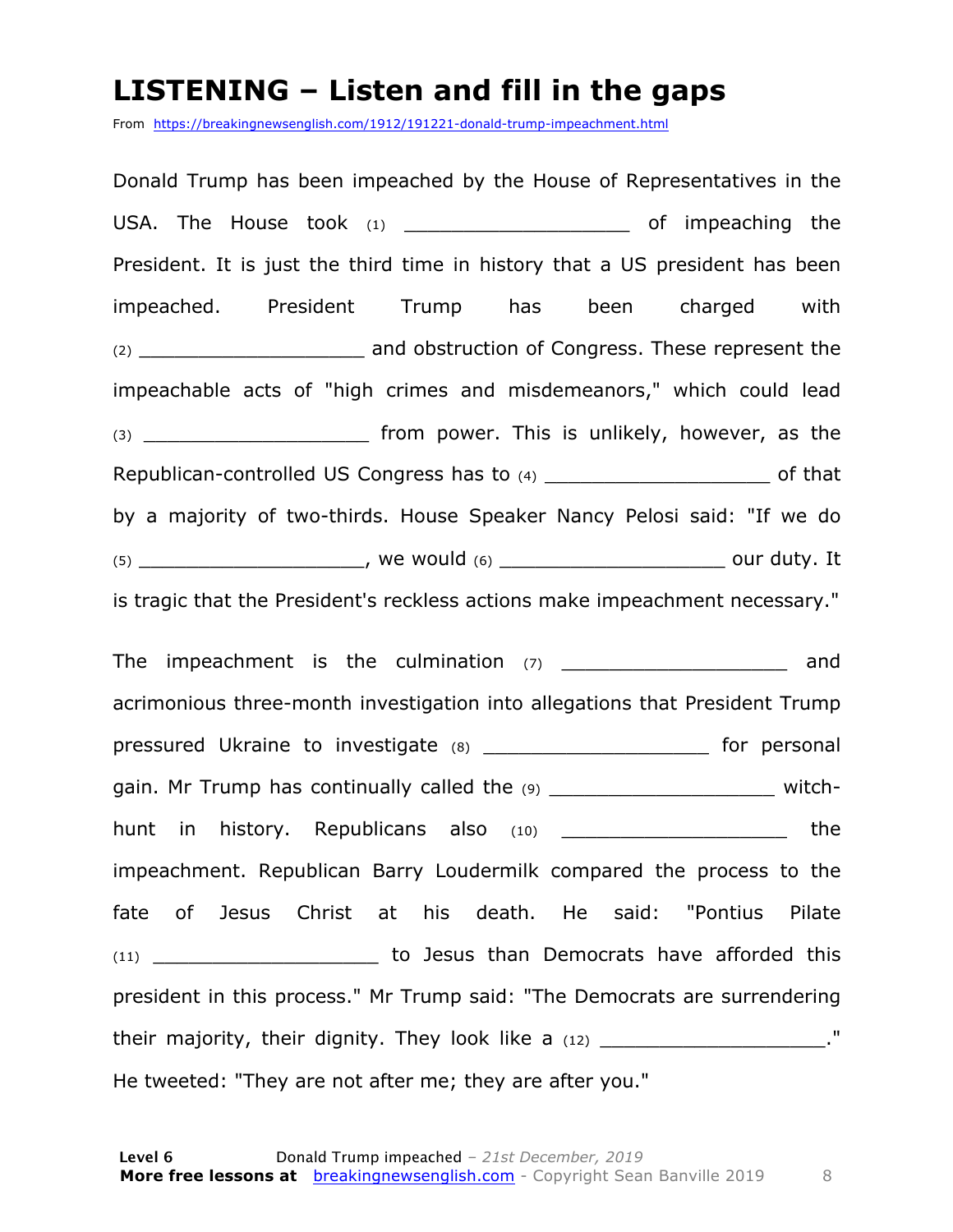# LISTENING – Listen and fill in the gaps

From https://breakingnewsenglish.com/1912/191221-donald-trump-impeachment.html

Donald Trump has been impeached by the House of Representatives in the USA. The House took (1) ___________________ of impeaching the President. It is just the third time in history that a US president has been impeached. President Trump has been charged with (2) ___________________ and obstruction of Congress. These represent the impeachable acts of "high crimes and misdemeanors," which could lead (3) ___________________ from power. This is unlikely, however, as the Republican-controlled US Congress has to (4) ___________________ of that by a majority of two-thirds. House Speaker Nancy Pelosi said: "If we do (5) ___________________, we would (6) ___________________ our duty. It is tragic that the President's reckless actions make impeachment necessary."

The impeachment is the culmination (7) ___________________ and acrimonious three-month investigation into allegations that President Trump pressured Ukraine to investigate (8) ___________________ for personal gain. Mr Trump has continually called the (9) ___________________ witch-hunt in history. Republicans also (10) ___________________ the impeachment. Republican Barry Loudermilk compared the process to the fate of Jesus Christ at his death. He said: "Pontius Pilate (11) ___________________ to Jesus than Democrats have afforded this president in this process." Mr Trump said: "The Democrats are surrendering their majority, their dignity. They look like a (12) ___________________." He tweeted: "They are not after me; they are after you."

**Level 6** Donald Trump impeached – *21st December, 2019*
**More free lessons at** breakingnewsenglish.com - Copyright Sean Banville 2019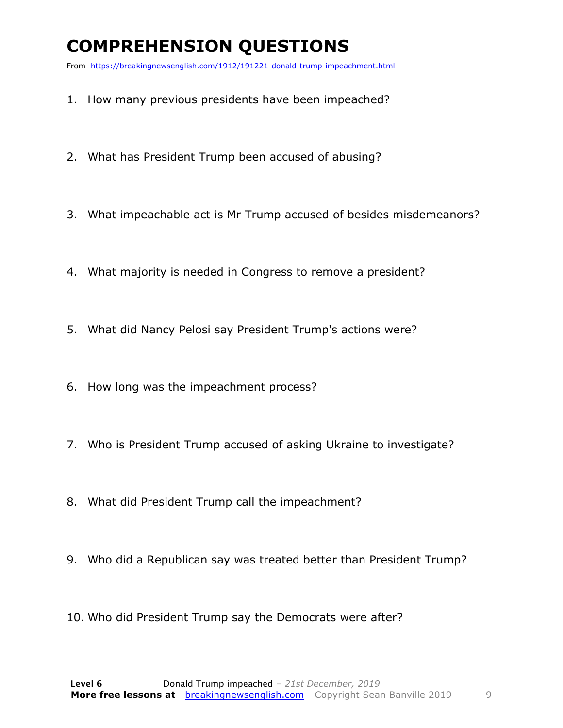# COMPREHENSION QUESTIONS

From https://breakingnewsenglish.com/1912/191221-donald-trump-impeachment.html

1. How many previous presidents have been impeached?
2. What has President Trump been accused of abusing?
3. What impeachable act is Mr Trump accused of besides misdemeanors?
4. What majority is needed in Congress to remove a president?
5. What did Nancy Pelosi say President Trump's actions were?
6. How long was the impeachment process?
7. Who is President Trump accused of asking Ukraine to investigate?
8. What did President Trump call the impeachment?
9. Who did a Republican say was treated better than President Trump?
10. Who did President Trump say the Democrats were after?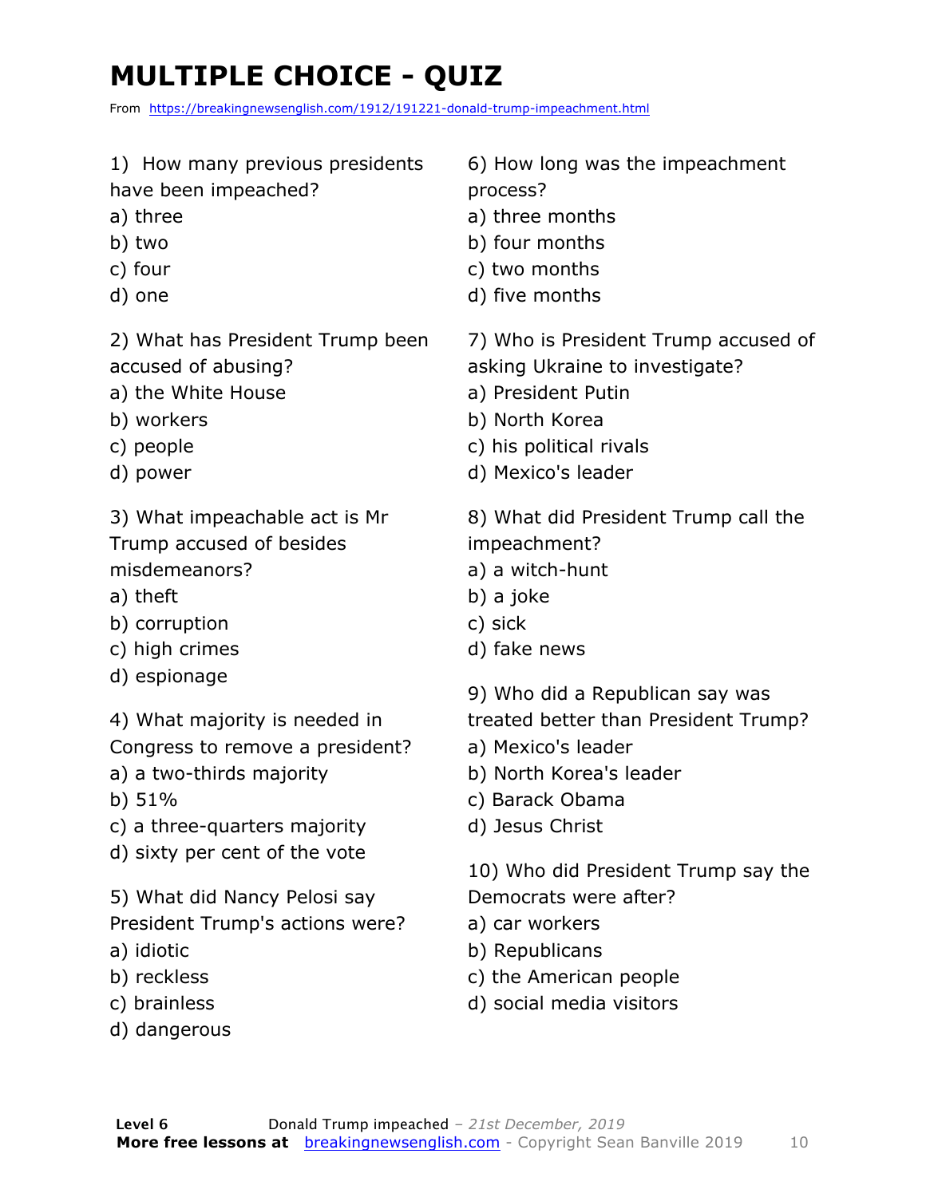# MULTIPLE CHOICE - QUIZ

From https://breakingnewsenglish.com/1912/191221-donald-trump-impeachment.html

1) How many previous presidents have been impeached?
a) three
b) two
c) four
d) one

2) What has President Trump been accused of abusing?
a) the White House
b) workers
c) people
d) power

3) What impeachable act is Mr Trump accused of besides misdemeanors?
a) theft
b) corruption
c) high crimes
d) espionage

4) What majority is needed in Congress to remove a president?
a) a two-thirds majority
b) 51%
c) a three-quarters majority
d) sixty per cent of the vote

5) What did Nancy Pelosi say President Trump's actions were?
a) idiotic
b) reckless
c) brainless
d) dangerous

6) How long was the impeachment process?
a) three months
b) four months
c) two months
d) five months

7) Who is President Trump accused of asking Ukraine to investigate?
a) President Putin
b) North Korea
c) his political rivals
d) Mexico's leader

8) What did President Trump call the impeachment?
a) a witch-hunt
b) a joke
c) sick
d) fake news

9) Who did a Republican say was treated better than President Trump?
a) Mexico's leader
b) North Korea's leader
c) Barack Obama
d) Jesus Christ

10) Who did President Trump say the Democrats were after?
a) car workers
b) Republicans
c) the American people
d) social media visitors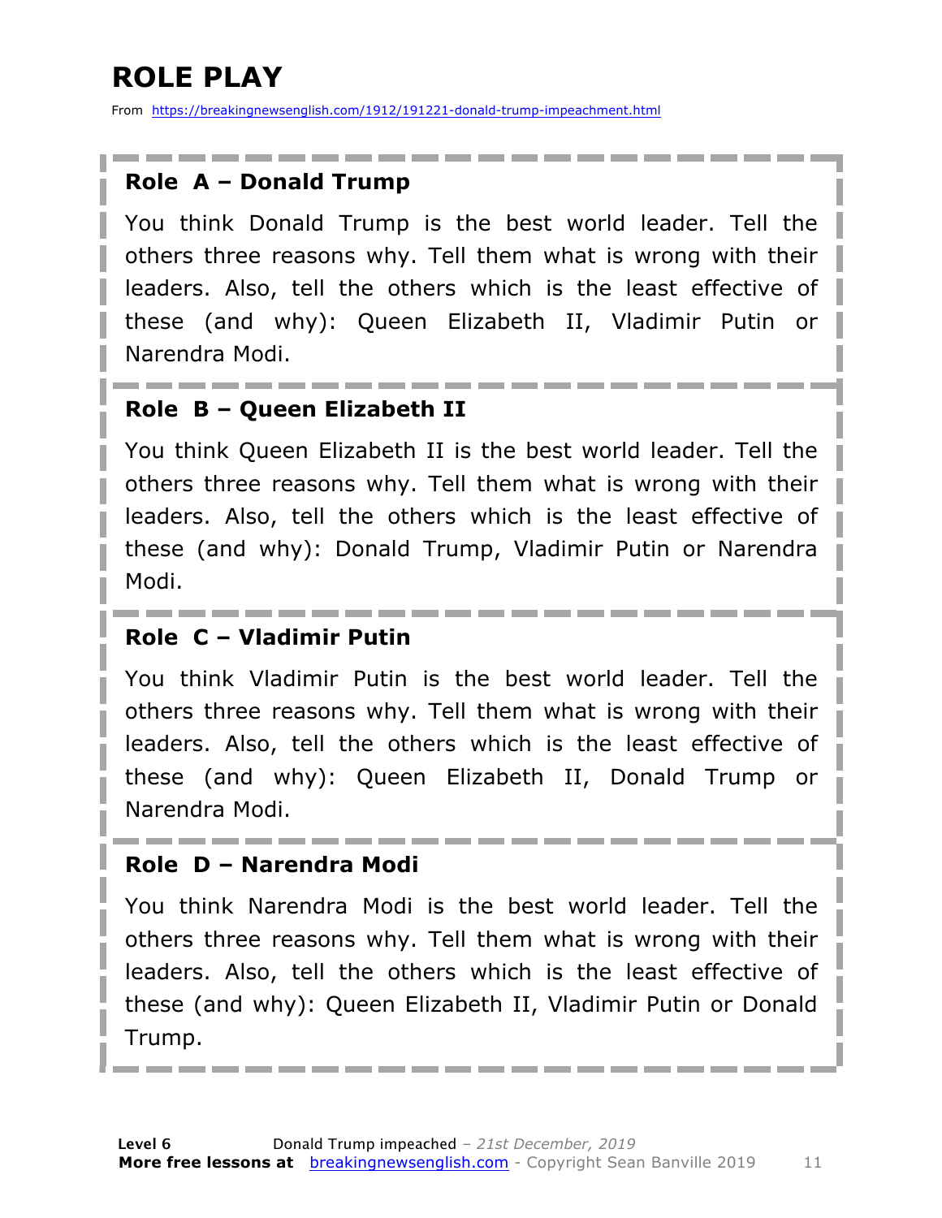# ROLE PLAY

From https://breakingnewsenglish.com/1912/191221-donald-trump-impeachment.html

**Role A – Donald Trump**

You think Donald Trump is the best world leader. Tell the others three reasons why. Tell them what is wrong with their leaders. Also, tell the others which is the least effective of these (and why): Queen Elizabeth II, Vladimir Putin or Narendra Modi.

**Role B – Queen Elizabeth II**

You think Queen Elizabeth II is the best world leader. Tell the others three reasons why. Tell them what is wrong with their leaders. Also, tell the others which is the least effective of these (and why): Donald Trump, Vladimir Putin or Narendra Modi.

**Role C – Vladimir Putin**

You think Vladimir Putin is the best world leader. Tell the others three reasons why. Tell them what is wrong with their leaders. Also, tell the others which is the least effective of these (and why): Queen Elizabeth II, Donald Trump or Narendra Modi.

**Role D – Narendra Modi**

You think Narendra Modi is the best world leader. Tell the others three reasons why. Tell them what is wrong with their leaders. Also, tell the others which is the least effective of these (and why): Queen Elizabeth II, Vladimir Putin or Donald Trump.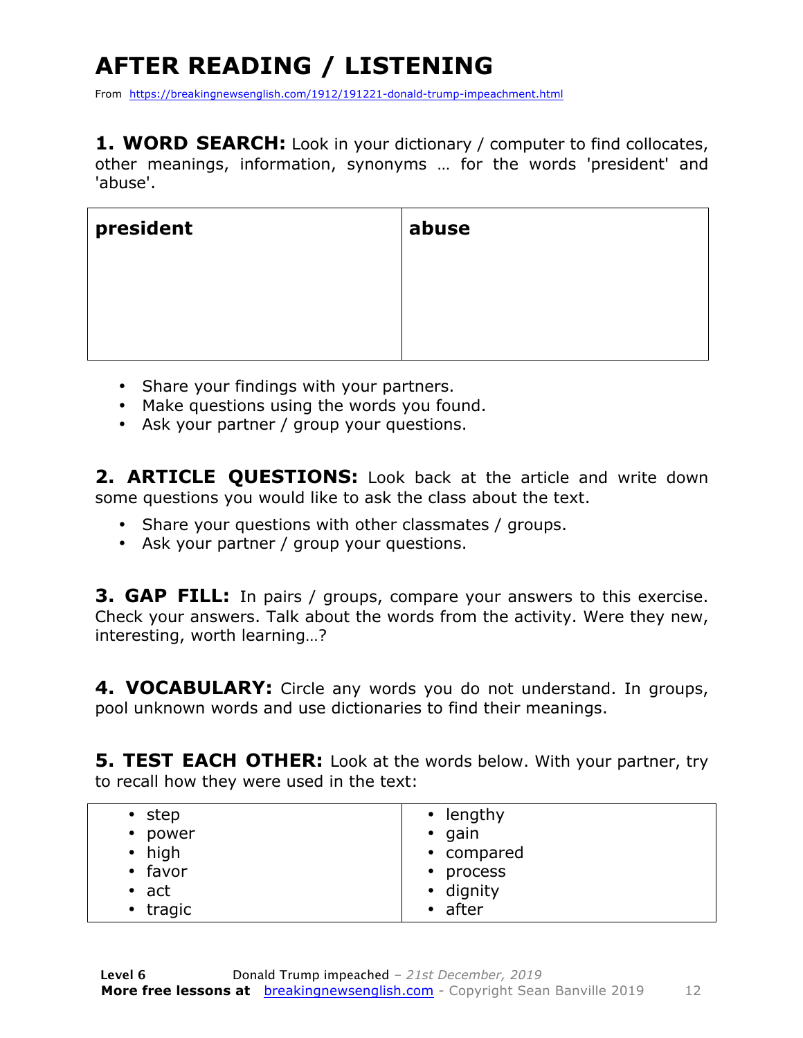# AFTER READING / LISTENING

From https://breakingnewsenglish.com/1912/191221-donald-trump-impeachment.html

**1. WORD SEARCH:** Look in your dictionary / computer to find collocates, other meanings, information, synonyms … for the words 'president' and 'abuse'.

| **president** | **abuse** |
|---|---|
| | |

- Share your findings with your partners.
- Make questions using the words you found.
- Ask your partner / group your questions.

**2. ARTICLE QUESTIONS:** Look back at the article and write down some questions you would like to ask the class about the text.

- Share your questions with other classmates / groups.
- Ask your partner / group your questions.

**3. GAP FILL:** In pairs / groups, compare your answers to this exercise. Check your answers. Talk about the words from the activity. Were they new, interesting, worth learning…?

**4. VOCABULARY:** Circle any words you do not understand. In groups, pool unknown words and use dictionaries to find their meanings.

**5. TEST EACH OTHER:** Look at the words below. With your partner, try to recall how they were used in the text:

| | |
|---|---|
| • step<br>• power<br>• high<br>• favor<br>• act<br>• tragic | • lengthy<br>• gain<br>• compared<br>• process<br>• dignity<br>• after |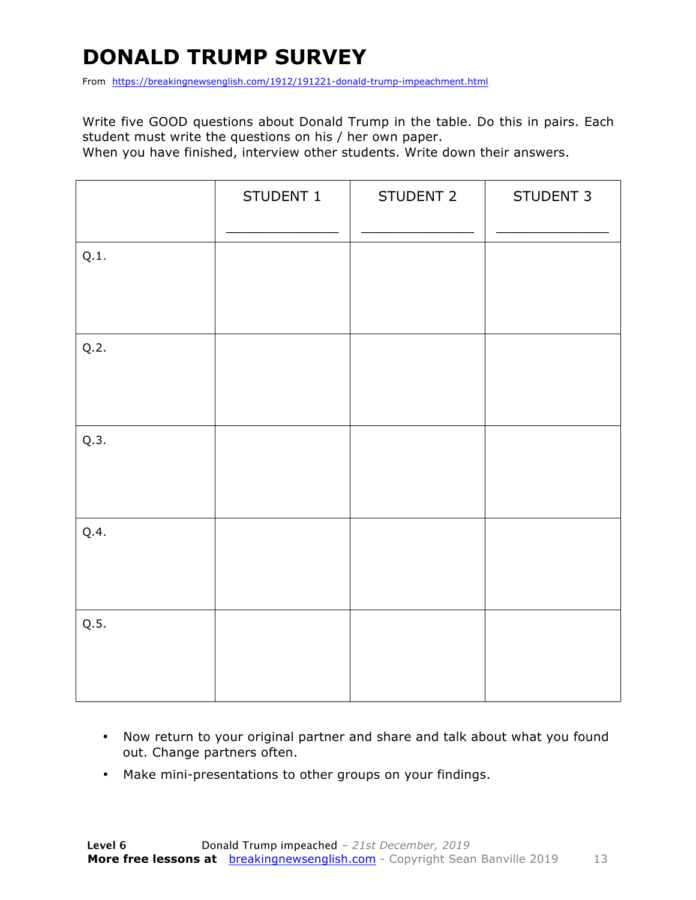# DONALD TRUMP SURVEY

From https://breakingnewsenglish.com/1912/191221-donald-trump-impeachment.html

Write five GOOD questions about Donald Trump in the table. Do this in pairs. Each student must write the questions on his / her own paper.
When you have finished, interview other students. Write down their answers.

| | STUDENT 1<br>_____________ | STUDENT 2<br>_____________ | STUDENT 3<br>_____________ |
|---|---|---|---|
| Q.1. | | | |
| Q.2. | | | |
| Q.3. | | | |
| Q.4. | | | |
| Q.5. | | | |

- Now return to your original partner and share and talk about what you found out. Change partners often.
- Make mini-presentations to other groups on your findings.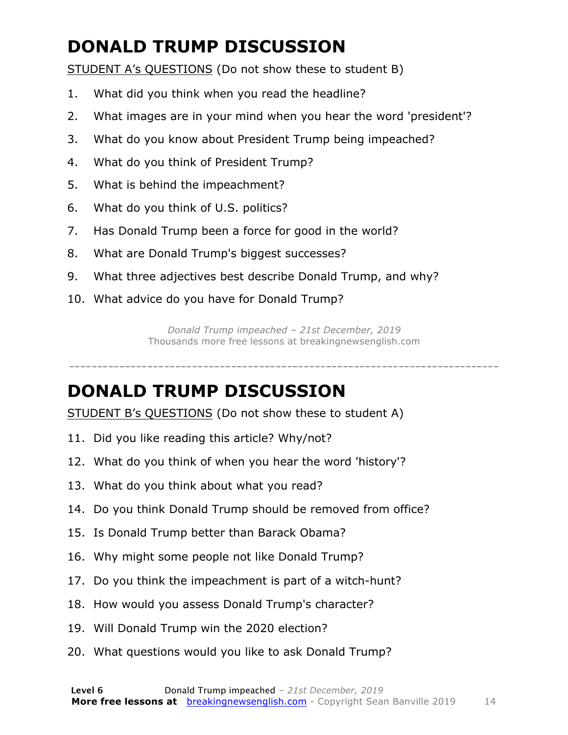# DONALD TRUMP DISCUSSION

STUDENT A's QUESTIONS (Do not show these to student B)

1. What did you think when you read the headline?
2. What images are in your mind when you hear the word 'president'?
3. What do you know about President Trump being impeached?
4. What do you think of President Trump?
5. What is behind the impeachment?
6. What do you think of U.S. politics?
7. Has Donald Trump been a force for good in the world?
8. What are Donald Trump's biggest successes?
9. What three adjectives best describe Donald Trump, and why?
10. What advice do you have for Donald Trump?

*Donald Trump impeached – 21st December, 2019*
Thousands more free lessons at breakingnewsenglish.com

---

# DONALD TRUMP DISCUSSION

STUDENT B's QUESTIONS (Do not show these to student A)

11. Did you like reading this article? Why/not?
12. What do you think of when you hear the word 'history'?
13. What do you think about what you read?
14. Do you think Donald Trump should be removed from office?
15. Is Donald Trump better than Barack Obama?
16. Why might some people not like Donald Trump?
17. Do you think the impeachment is part of a witch-hunt?
18. How would you assess Donald Trump's character?
19. Will Donald Trump win the 2020 election?
20. What questions would you like to ask Donald Trump?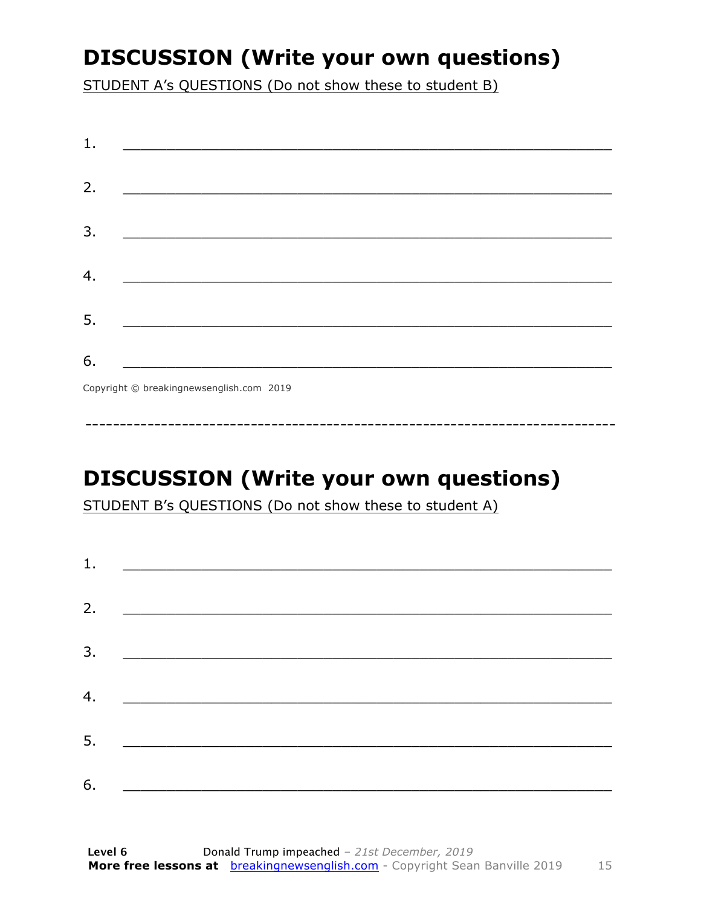## DISCUSSION (Write your own questions)

STUDENT A's QUESTIONS (Do not show these to student B)

1. ___________________________________________________________

2. ___________________________________________________________

3. ___________________________________________________________

4. ___________________________________________________________

5. ___________________________________________________________

6. ___________________________________________________________

Copyright © breakingnewsenglish.com 2019

------------------------------------------------------------------------------

## DISCUSSION (Write your own questions)

STUDENT B's QUESTIONS (Do not show these to student A)

1. ___________________________________________________________

2. ___________________________________________________________

3. ___________________________________________________________

4. ___________________________________________________________

5. ___________________________________________________________

6. ___________________________________________________________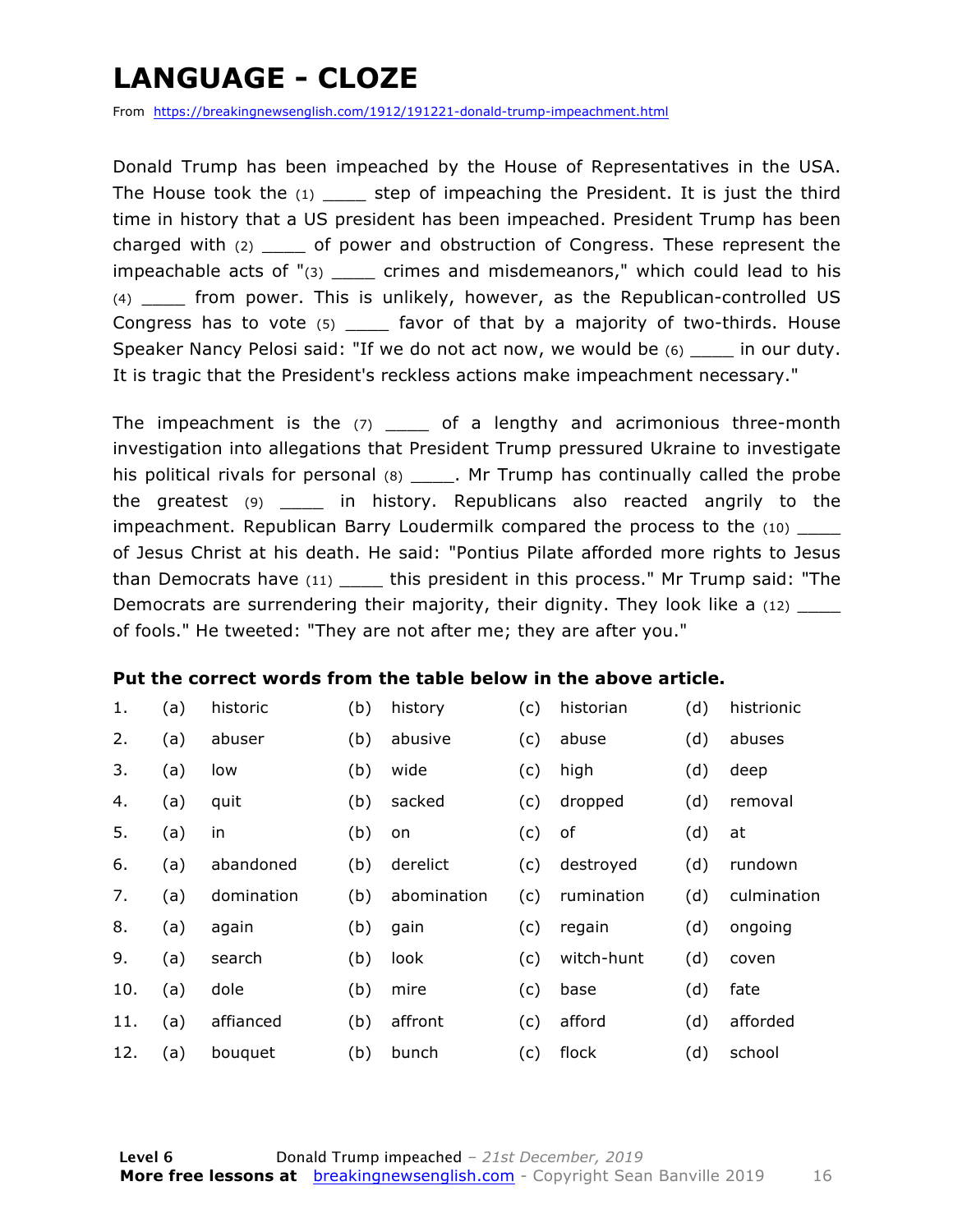# LANGUAGE - CLOZE

From https://breakingnewsenglish.com/1912/191221-donald-trump-impeachment.html

Donald Trump has been impeached by the House of Representatives in the USA. The House took the (1) ____ step of impeaching the President. It is just the third time in history that a US president has been impeached. President Trump has been charged with (2) ____ of power and obstruction of Congress. These represent the impeachable acts of "(3) ____ crimes and misdemeanors," which could lead to his (4) ____ from power. This is unlikely, however, as the Republican-controlled US Congress has to vote (5) ____ favor of that by a majority of two-thirds. House Speaker Nancy Pelosi said: "If we do not act now, we would be (6) ____ in our duty. It is tragic that the President's reckless actions make impeachment necessary."

The impeachment is the (7) ____ of a lengthy and acrimonious three-month investigation into allegations that President Trump pressured Ukraine to investigate his political rivals for personal (8) ____. Mr Trump has continually called the probe the greatest (9) ____ in history. Republicans also reacted angrily to the impeachment. Republican Barry Loudermilk compared the process to the (10) ____ of Jesus Christ at his death. He said: "Pontius Pilate afforded more rights to Jesus than Democrats have (11) ____ this president in this process." Mr Trump said: "The Democrats are surrendering their majority, their dignity. They look like a (12) ____ of fools." He tweeted: "They are not after me; they are after you."

**Put the correct words from the table below in the above article.**

| | | | | | | | | |
|---|---|---|---|---|---|---|---|---|
| 1. | (a) | historic | (b) | history | (c) | historian | (d) | histrionic |
| 2. | (a) | abuser | (b) | abusive | (c) | abuse | (d) | abuses |
| 3. | (a) | low | (b) | wide | (c) | high | (d) | deep |
| 4. | (a) | quit | (b) | sacked | (c) | dropped | (d) | removal |
| 5. | (a) | in | (b) | on | (c) | of | (d) | at |
| 6. | (a) | abandoned | (b) | derelict | (c) | destroyed | (d) | rundown |
| 7. | (a) | domination | (b) | abomination | (c) | rumination | (d) | culmination |
| 8. | (a) | again | (b) | gain | (c) | regain | (d) | ongoing |
| 9. | (a) | search | (b) | look | (c) | witch-hunt | (d) | coven |
| 10. | (a) | dole | (b) | mire | (c) | base | (d) | fate |
| 11. | (a) | affianced | (b) | affront | (c) | afford | (d) | afforded |
| 12. | (a) | bouquet | (b) | bunch | (c) | flock | (d) | school |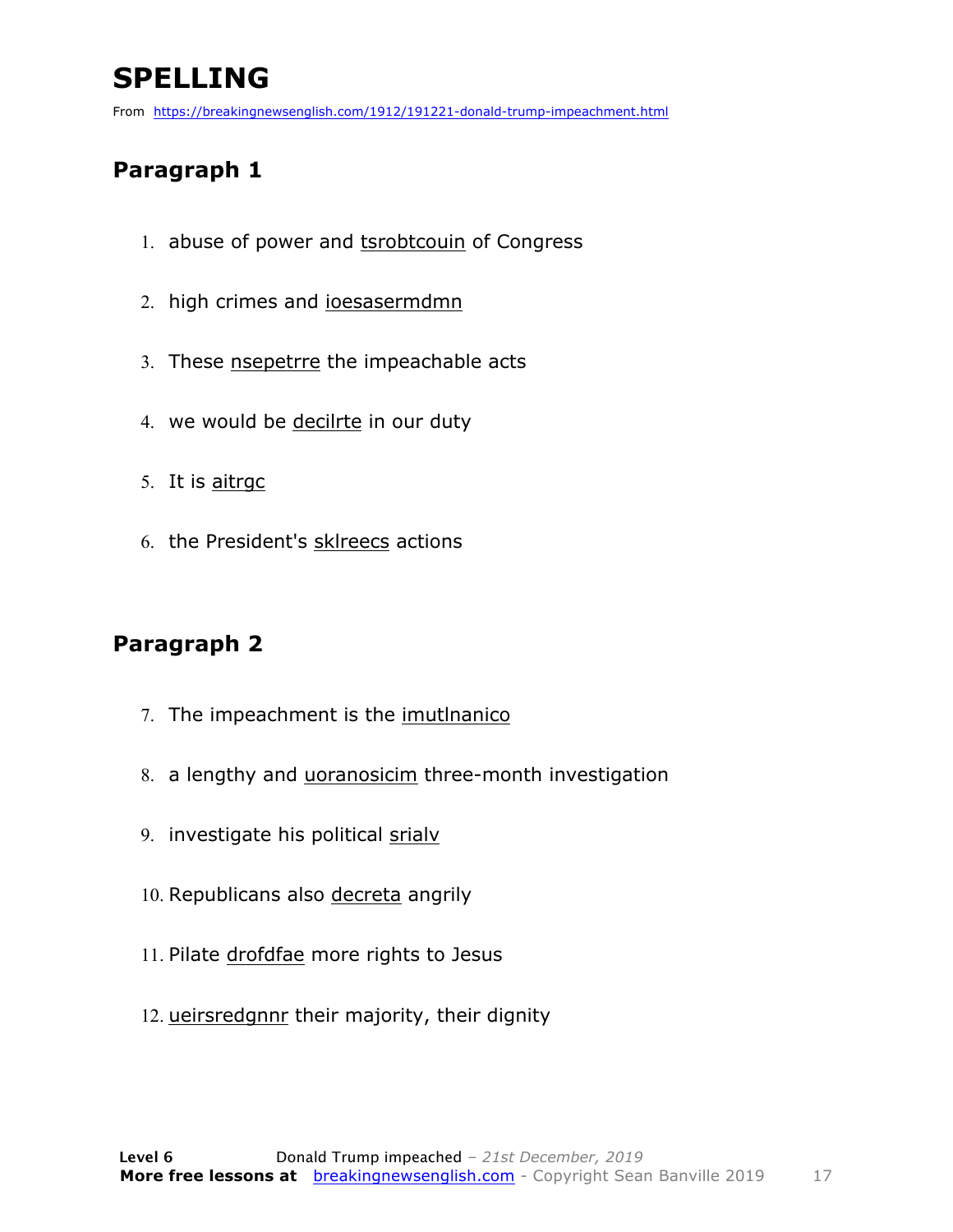# SPELLING

From https://breakingnewsenglish.com/1912/191221-donald-trump-impeachment.html

## Paragraph 1

1. abuse of power and tsrobtcouin of Congress
2. high crimes and ioesasermdmn
3. These nsepetrre the impeachable acts
4. we would be decilrte in our duty
5. It is aitrgc
6. the President's sklreecs actions

## Paragraph 2

7. The impeachment is the imutlnanico
8. a lengthy and uoranosicim three-month investigation
9. investigate his political srialv
10. Republicans also decreta angrily
11. Pilate drofdfae more rights to Jesus
12. ueirsredgnnr their majority, their dignity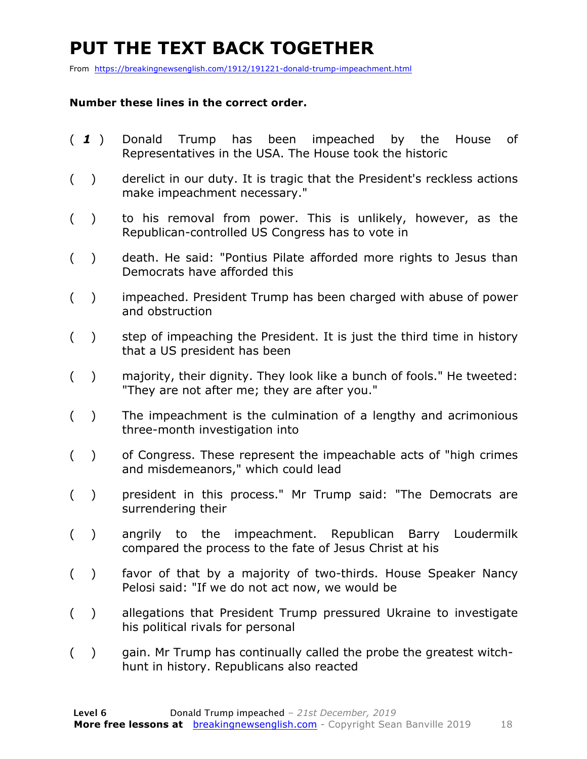# PUT THE TEXT BACK TOGETHER

From https://breakingnewsenglish.com/1912/191221-donald-trump-impeachment.html

**Number these lines in the correct order.**

( ***1*** ) Donald Trump has been impeached by the House of Representatives in the USA. The House took the historic

( ) derelict in our duty. It is tragic that the President's reckless actions make impeachment necessary."

( ) to his removal from power. This is unlikely, however, as the Republican-controlled US Congress has to vote in

( ) death. He said: "Pontius Pilate afforded more rights to Jesus than Democrats have afforded this

( ) impeached. President Trump has been charged with abuse of power and obstruction

( ) step of impeaching the President. It is just the third time in history that a US president has been

( ) majority, their dignity. They look like a bunch of fools." He tweeted: "They are not after me; they are after you."

( ) The impeachment is the culmination of a lengthy and acrimonious three-month investigation into

( ) of Congress. These represent the impeachable acts of "high crimes and misdemeanors," which could lead

( ) president in this process." Mr Trump said: "The Democrats are surrendering their

( ) angrily to the impeachment. Republican Barry Loudermilk compared the process to the fate of Jesus Christ at his

( ) favor of that by a majority of two-thirds. House Speaker Nancy Pelosi said: "If we do not act now, we would be

( ) allegations that President Trump pressured Ukraine to investigate his political rivals for personal

( ) gain. Mr Trump has continually called the probe the greatest witch-hunt in history. Republicans also reacted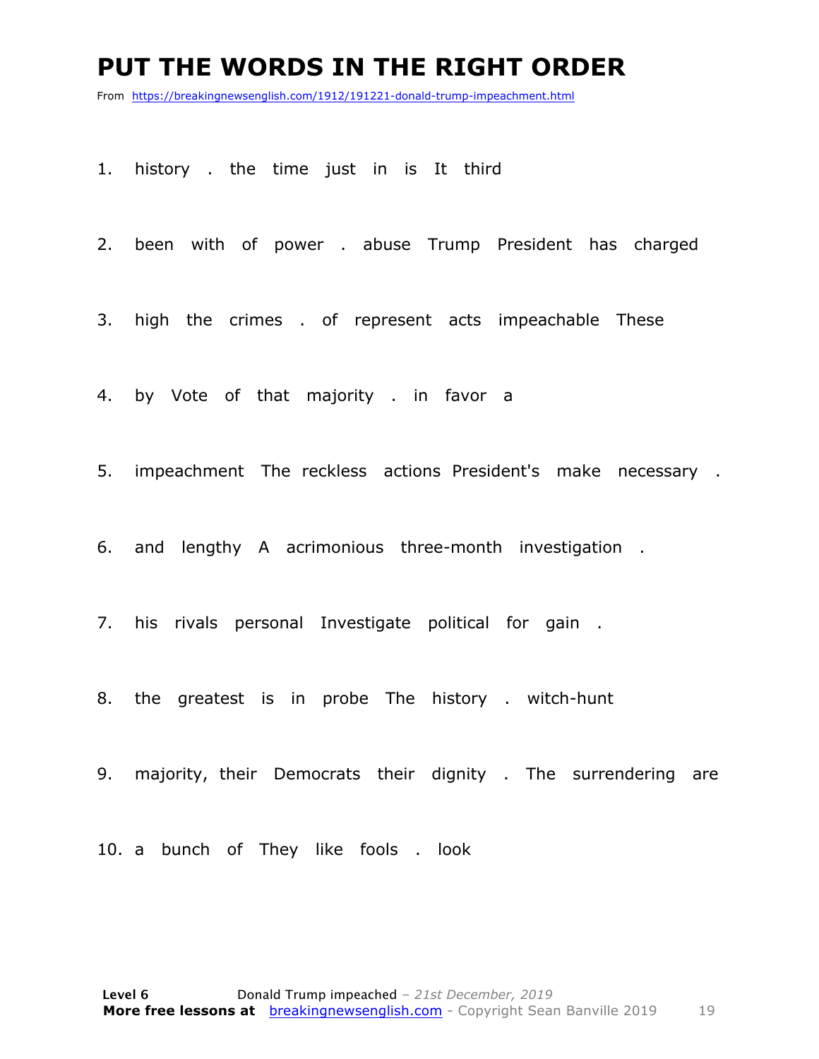# PUT THE WORDS IN THE RIGHT ORDER

From https://breakingnewsenglish.com/1912/191221-donald-trump-impeachment.html

1. history . the time just in is It third

2. been with of power . abuse Trump President has charged

3. high the crimes . of represent acts impeachable These

4. by Vote of that majority . in favor a

5. impeachment The reckless actions President's make necessary .

6. and lengthy A acrimonious three-month investigation .

7. his rivals personal Investigate political for gain .

8. the greatest is in probe The history . witch-hunt

9. majority, their Democrats their dignity . The surrendering are

10. a bunch of They like fools . look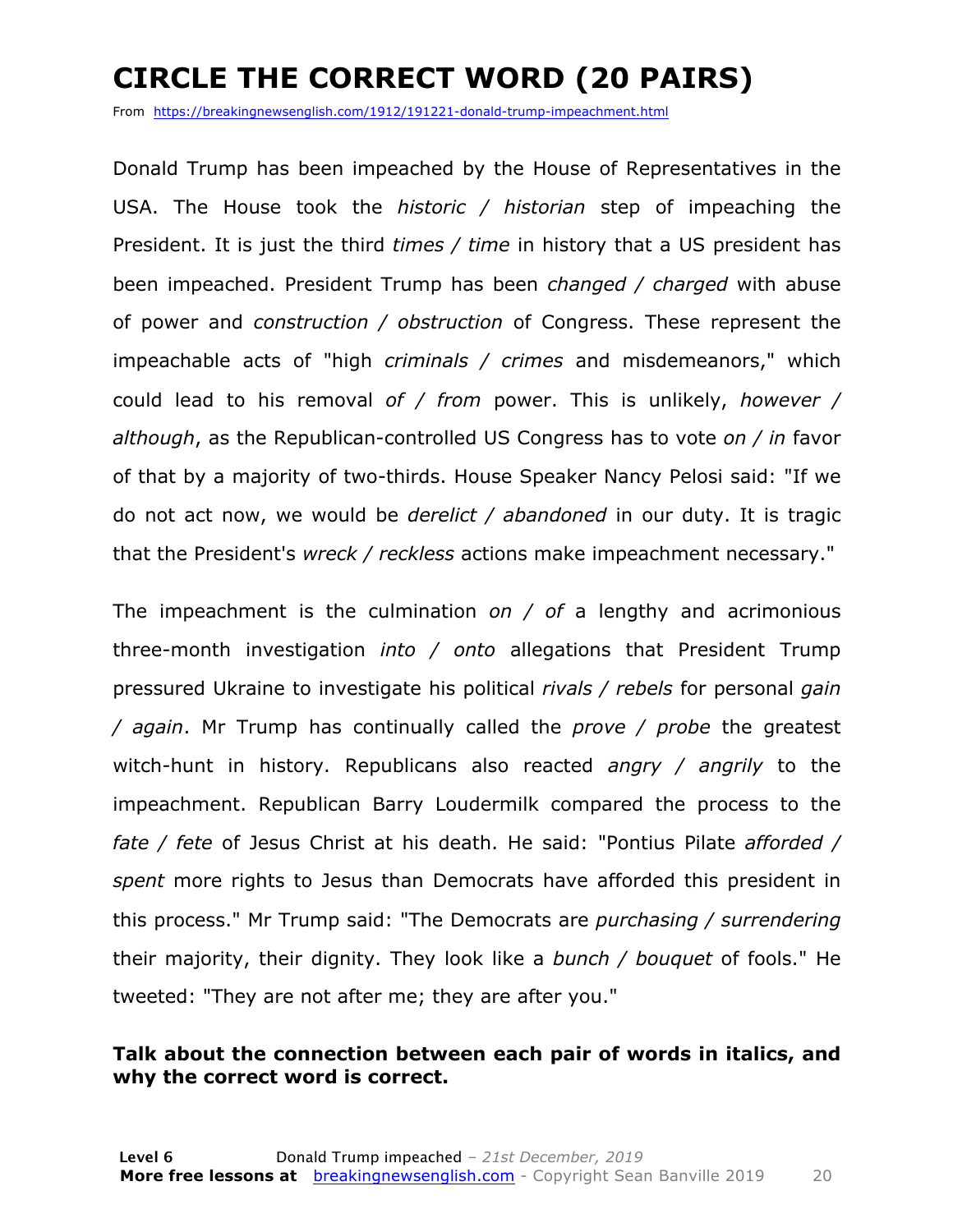# CIRCLE THE CORRECT WORD (20 PAIRS)

From https://breakingnewsenglish.com/1912/191221-donald-trump-impeachment.html

Donald Trump has been impeached by the House of Representatives in the USA. The House took the *historic / historian* step of impeaching the President. It is just the third *times / time* in history that a US president has been impeached. President Trump has been *changed / charged* with abuse of power and *construction / obstruction* of Congress. These represent the impeachable acts of "high *criminals / crimes* and misdemeanors," which could lead to his removal *of / from* power. This is unlikely, *however / although*, as the Republican-controlled US Congress has to vote *on / in* favor of that by a majority of two-thirds. House Speaker Nancy Pelosi said: "If we do not act now, we would be *derelict / abandoned* in our duty. It is tragic that the President's *wreck / reckless* actions make impeachment necessary."

The impeachment is the culmination *on / of* a lengthy and acrimonious three-month investigation *into / onto* allegations that President Trump pressured Ukraine to investigate his political *rivals / rebels* for personal *gain / again*. Mr Trump has continually called the *prove / probe* the greatest witch-hunt in history. Republicans also reacted *angry / angrily* to the impeachment. Republican Barry Loudermilk compared the process to the *fate / fete* of Jesus Christ at his death. He said: "Pontius Pilate *afforded / spent* more rights to Jesus than Democrats have afforded this president in this process." Mr Trump said: "The Democrats are *purchasing / surrendering* their majority, their dignity. They look like a *bunch / bouquet* of fools." He tweeted: "They are not after me; they are after you."

**Talk about the connection between each pair of words in italics, and why the correct word is correct.**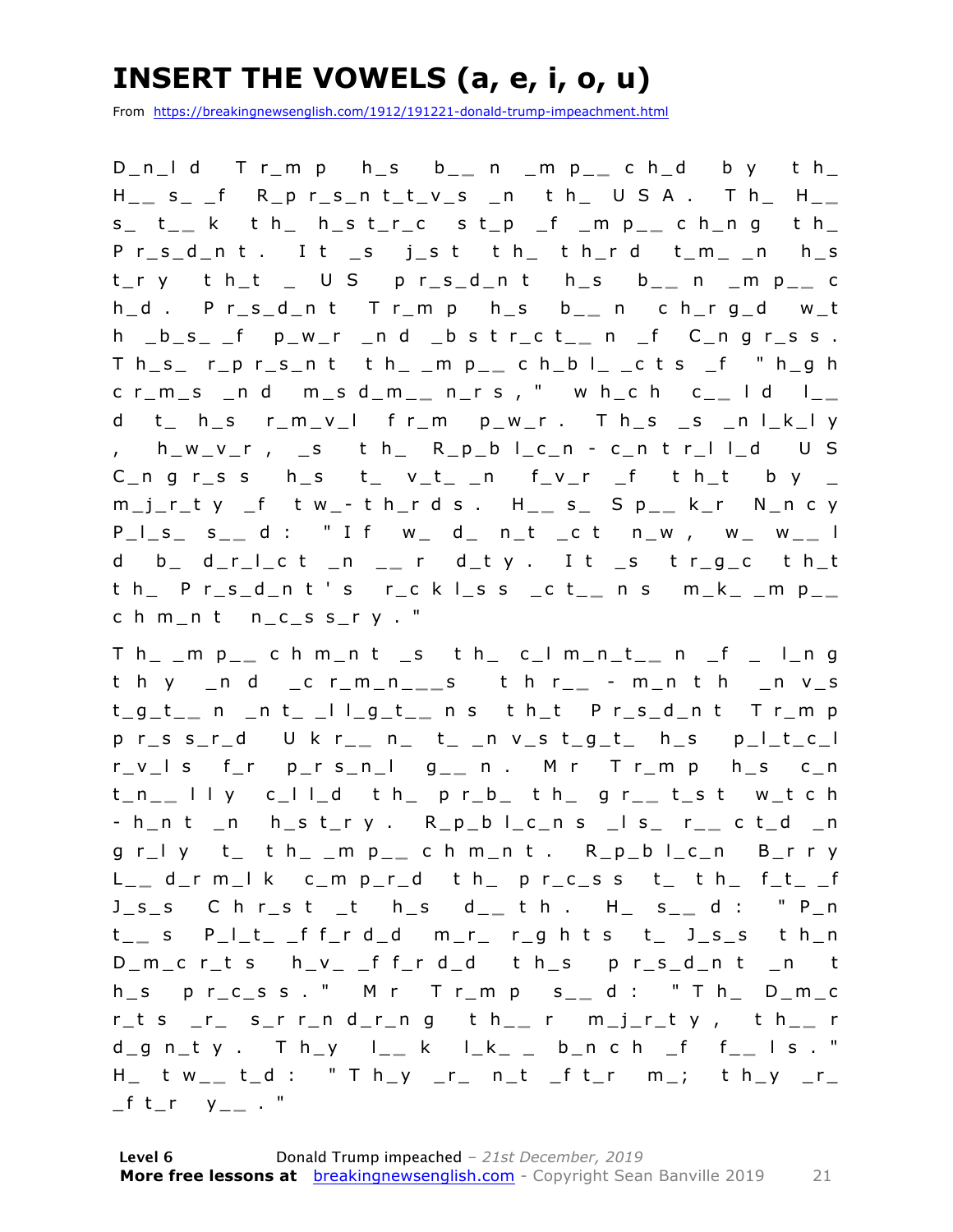# INSERT THE VOWELS (a, e, i, o, u)

From https://breakingnewsenglish.com/1912/191221-donald-trump-impeachment.html

D_n_l d T r_m p h_s b_ _ n _m p_ _ c h_d b y t h_ H_ _ s_ _f R_p r_s_n t_t_v_s _n t h_ U S A . T h_ H_ _ s_ t_ _ k t h_ h_s t_r_c s t_p _f _m p_ _ c h_n g t h_ P r_s_d_n t . I t _s j_s t t h_ t h_r d t_m_ _n h_s t_r y t h_t _ U S p r_s_d_n t h_s b_ _ n _m p_ _ c h_d . P r_s_d_n t T r_m p h_s b_ _ n c h_r g_d w_t h _b_s_ _f p_w_r _n d _b s t r_c t_ _ n _f C_n g r_s s . T h_s_ r_p r_s_n t t h_ _m p_ _ c h_b l_ _c t s _f " h_g h c r_m_s _n d m_s d_m_ _ n_r s , " w h_c h c_ _ l d l_ _ d t_ h_s r_m_v_l f r_m p_w_r . T h_s _s _n l_k_l y , h_w_v_r , _s t h_ R_p_b l_c_n - c_n t r_l l_d U S C_n g r_s s h_s t_ v_t_ _n f_v_r _f t h_t b y _ m_j_r_t y _f t w_- t h_r d s . H_ _ s_ S p_ _ k_r N_n c y P_l_s_ s_ _ d : " I f w_ d_ n_t _c t n_w , w_ w_ _ l d b_ d_r_l_c t _n _ _ r d_t y . I t _s t r_g_c t h_t t h_ P r_s_d_n t ' s r_c k l_s s _c t_ _ n s m_k_ _m p_ _ c h m_n t n_c_s s_r y . "

T h_ _m p_ _ c h m_n t _s t h_ c_l m_n_t_ _ n _f _ l_n g t h y _n d _c r_m_n_ _ _s t h r_ _ - m_n t h _n v_s t_g_t_ _ n _n t_ _l l_g_t_ _ n s t h_t P r_s_d_n t T r_m p p r_s s_r_d U k r_ _ n_ t_ _n v_s t_g_t_ h_s p_l_t_c_l r_v_l s f_r p_r s_n_l g_ _ n . M r T r_m p h_s c_n t_n_ _ l l y c_l l_d t h_ p r_b_ t h_ g r_ _ t_s t w_t c h - h_n t _n h_s t_r y . R_p_b l_c_n s _l s_ r_ _ c t_d _n g r_l y t_ t h_ _m p_ _ c h m_n t . R_p_b l_c_n B_r r y L_ _ d_r m_l k c_m p_r_d t h_ p r_c_s s t_ t h_ f_t_ _f J_s_s C h r_s t _t h_s d_ _ t h . H_ s_ _ d : " P_n t_ _ s P_l_t_ _f f_r d_d m_r_ r_g h t s t_ J_s_s t h_n D_m_c r_t s h_v_ _f f_r d_d t h_s p r_s_d_n t _n t h_s p r_c_s s . " M r T r_m p s_ _ d : " T h_ D_m_c r_t s _r_ s_r r_n d_r_n g t h_ _ r m_j_r_t y , t h_ _ r d_g n_t y . T h_y l_ _ k l_k_ _ b_n c h _f f_ _ l s . " H_ t w_ _ t_d : " T h_y _r_ n_t _f t_r m_; t h_y _r_ _f t_r y_ _ . "

**Level 6** Donald Trump impeached *– 21st December, 2019*
**More free lessons at** breakingnewsenglish.com - Copyright Sean Banville 2019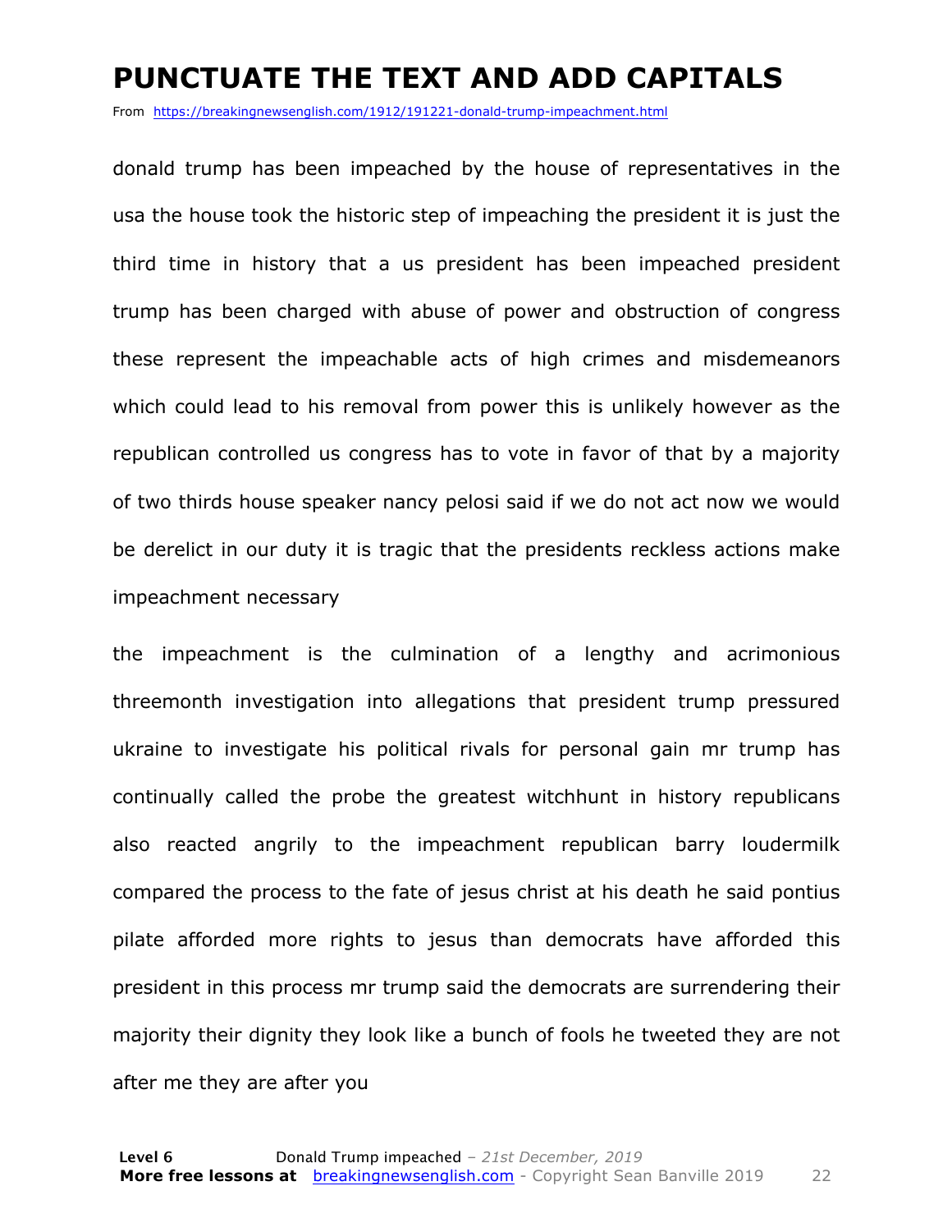# PUNCTUATE THE TEXT AND ADD CAPITALS

From https://breakingnewsenglish.com/1912/191221-donald-trump-impeachment.html

donald trump has been impeached by the house of representatives in the usa the house took the historic step of impeaching the president it is just the third time in history that a us president has been impeached president trump has been charged with abuse of power and obstruction of congress these represent the impeachable acts of high crimes and misdemeanors which could lead to his removal from power this is unlikely however as the republican controlled us congress has to vote in favor of that by a majority of two thirds house speaker nancy pelosi said if we do not act now we would be derelict in our duty it is tragic that the presidents reckless actions make impeachment necessary

the impeachment is the culmination of a lengthy and acrimonious threemonth investigation into allegations that president trump pressured ukraine to investigate his political rivals for personal gain mr trump has continually called the probe the greatest witchhunt in history republicans also reacted angrily to the impeachment republican barry loudermilk compared the process to the fate of jesus christ at his death he said pontius pilate afforded more rights to jesus than democrats have afforded this president in this process mr trump said the democrats are surrendering their majority their dignity they look like a bunch of fools he tweeted they are not after me they are after you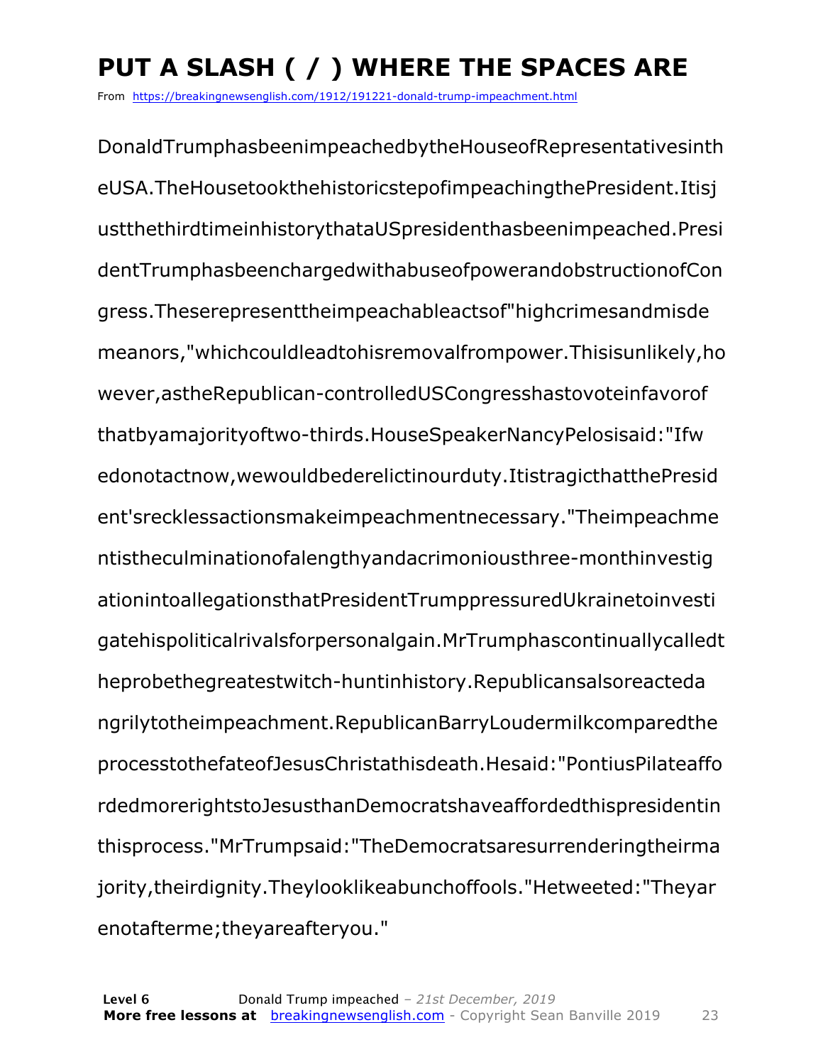# PUT A SLASH ( / ) WHERE THE SPACES ARE

From https://breakingnewsenglish.com/1912/191221-donald-trump-impeachment.html

DonaldTrumphasbeenimpeachedbytheHouseofRepresentativesinth eUSA.TheHousetookthehistoricstepofimpeachingthePresident.Itisj ustthethirdtimeinhistorythataUSpresidenthasbeenimpeached.Presi dentTrumphasbeenchargedwithabuseofpowerandobstructionofCon gress.Theserepresenttheimpeachableactsof"highcrimesandmisde meanors,"whichcouldleadtohisremovalfrompower.Thisisunlikely,ho wever,astheRepublican-controlledUSCongresshastovoteinfavorof thatbyamajorityoftwo-thirds.HouseSpeakerNancyPelosisaid:"Ifw edonotactnow,wewouldbederelictinourduty.ItistragicthatthePresid ent'srecklessactionsmakeimpeachmentnecessary."Theimpeachme ntistheculminationofalengthyandacrimoniousthree-monthinvestig ationintoallegationsthatPresidentTrumppressuredUkrainetoinvesti gatehispoliticalrivalsforpersonalgain.MrTrumphascontinuallycalledt heprobethegreatestwitch-huntinhistory.Republicansalsoreacteda ngrilytotheimpeachment.RepublicanBarryLoudermilkcomparedthe processtothefateofJesusChristathisdeath.Hesaid:"PontiusPilateaffo rdedmorerightstoJesusthanDemocratshaveaffordedthispresidentin thisprocess."MrTrumpsaid:"TheDemocratsaresurrenderingtheirma jority,theirdignity.Theylooklikeabunchoffools."Hetweeted:"Theyar enotafterme;theyareafteryou."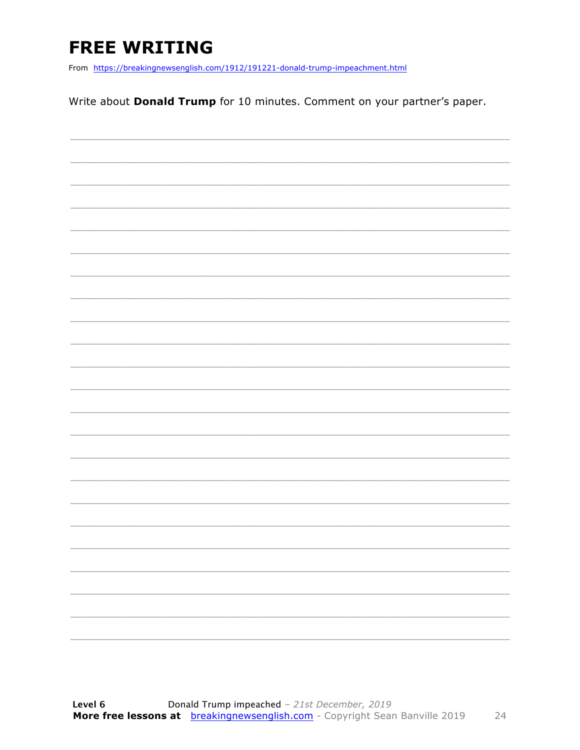# FREE WRITING

From https://breakingnewsenglish.com/1912/191221-donald-trump-impeachment.html

Write about **Donald Trump** for 10 minutes. Comment on your partner's paper.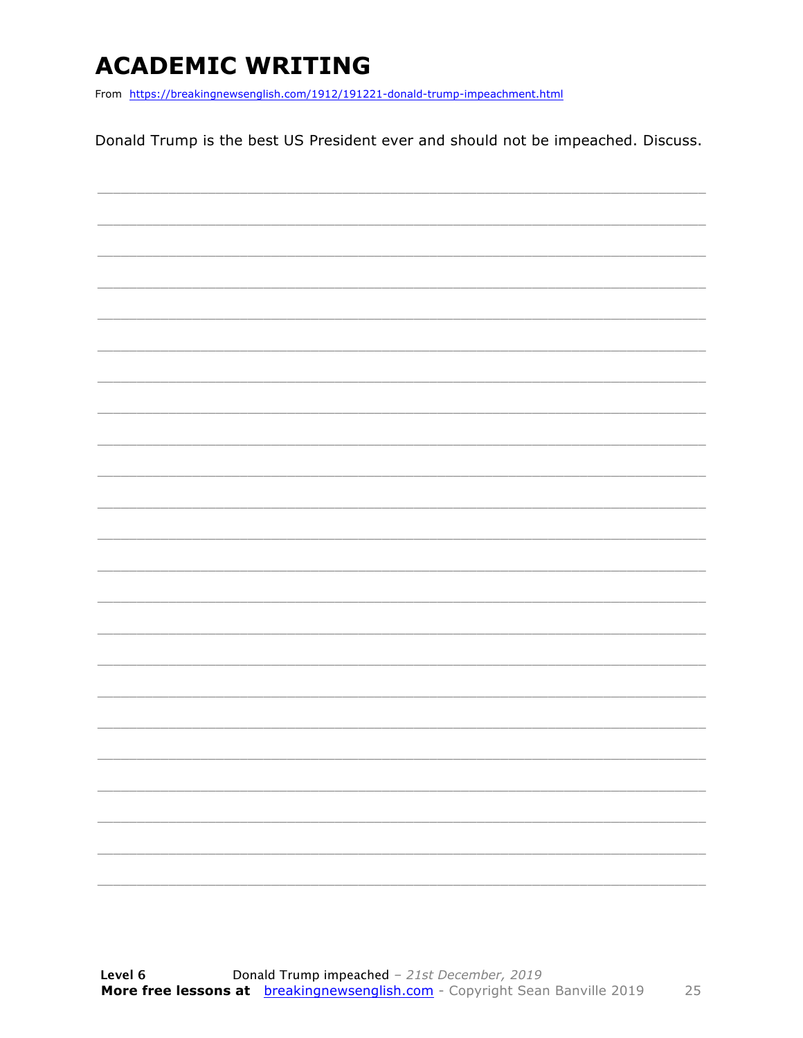# ACADEMIC WRITING

From https://breakingnewsenglish.com/1912/191221-donald-trump-impeachment.html

Donald Trump is the best US President ever and should not be impeached. Discuss.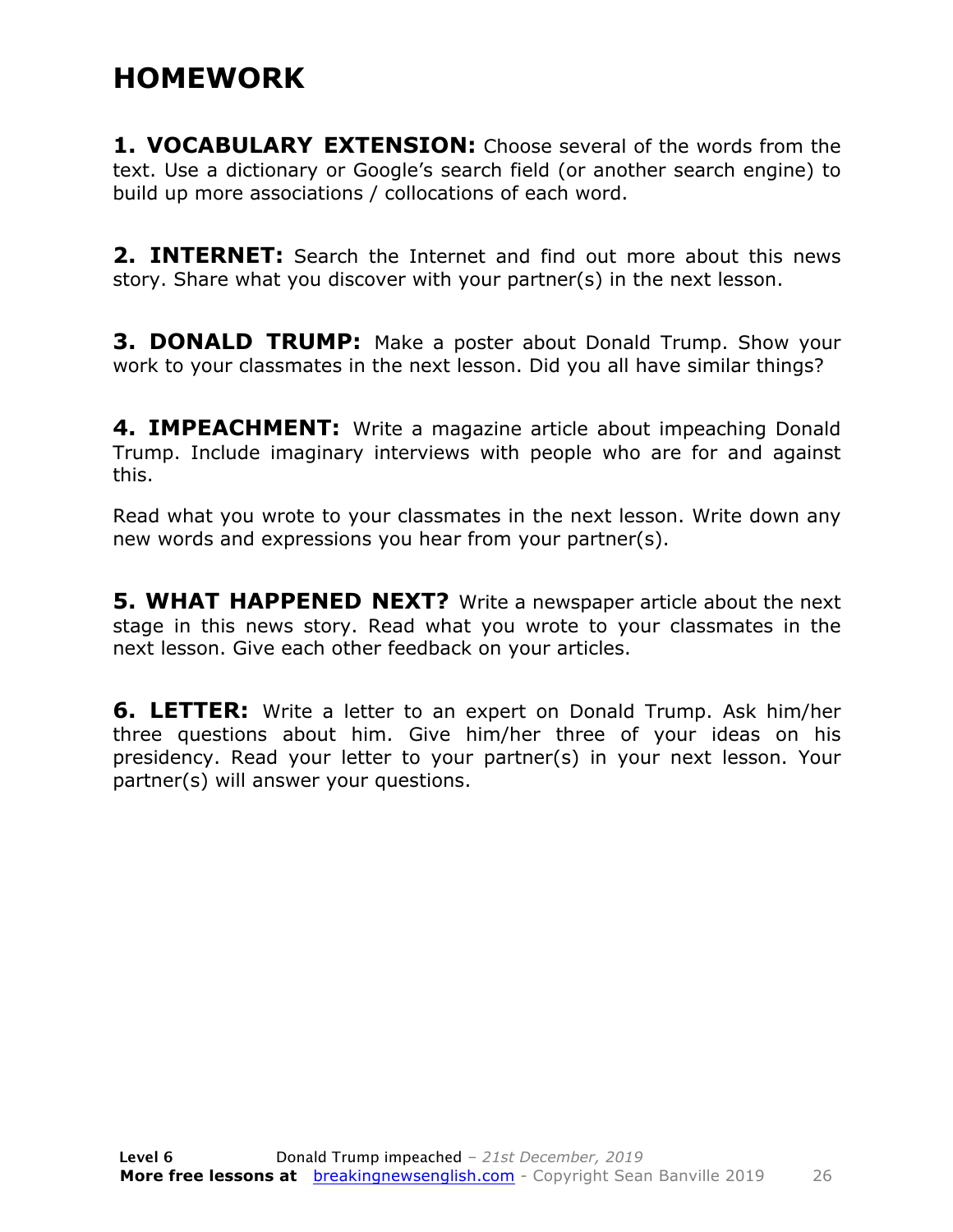# HOMEWORK

**1. VOCABULARY EXTENSION:** Choose several of the words from the text. Use a dictionary or Google's search field (or another search engine) to build up more associations / collocations of each word.

**2. INTERNET:** Search the Internet and find out more about this news story. Share what you discover with your partner(s) in the next lesson.

**3. DONALD TRUMP:** Make a poster about Donald Trump. Show your work to your classmates in the next lesson. Did you all have similar things?

**4. IMPEACHMENT:** Write a magazine article about impeaching Donald Trump. Include imaginary interviews with people who are for and against this.

Read what you wrote to your classmates in the next lesson. Write down any new words and expressions you hear from your partner(s).

**5. WHAT HAPPENED NEXT?** Write a newspaper article about the next stage in this news story. Read what you wrote to your classmates in the next lesson. Give each other feedback on your articles.

**6. LETTER:** Write a letter to an expert on Donald Trump. Ask him/her three questions about him. Give him/her three of your ideas on his presidency. Read your letter to your partner(s) in your next lesson. Your partner(s) will answer your questions.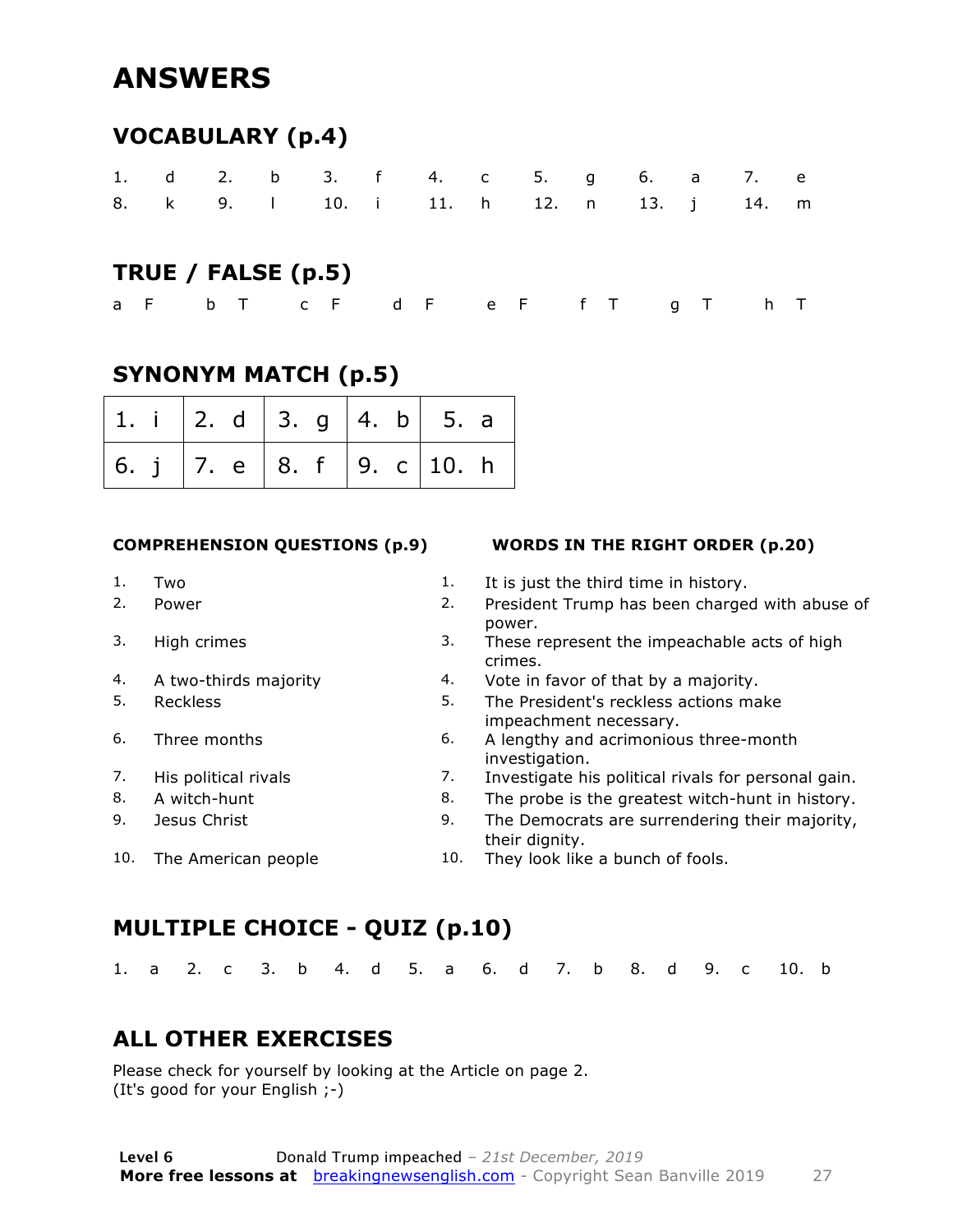# ANSWERS

## VOCABULARY (p.4)

| | | | | | | | | | | | | | |
|---|---|---|---|---|---|---|---|---|---|---|---|---|---|
| 1. | d | 2. | b | 3. | f | 4. | c | 5. | g | 6. | a | 7. | e |
| 8. | k | 9. | l | 10. | i | 11. | h | 12. | n | 13. | j | 14. | m |

## TRUE / FALSE (p.5)

a F  b T  c F  d F  e F  f T  g T  h T

## SYNONYM MATCH (p.5)

| | | | | |
|---|---|---|---|---|
| 1. i | 2. d | 3. g | 4. b | 5. a |
| 6. j | 7. e | 8. f | 9. c | 10. h |

### COMPREHENSION QUESTIONS (p.9)

1. Two
2. Power
3. High crimes
4. A two-thirds majority
5. Reckless
6. Three months
7. His political rivals
8. A witch-hunt
9. Jesus Christ
10. The American people

### WORDS IN THE RIGHT ORDER (p.20)

1. It is just the third time in history.
2. President Trump has been charged with abuse of power.
3. These represent the impeachable acts of high crimes.
4. Vote in favor of that by a majority.
5. The President's reckless actions make impeachment necessary.
6. A lengthy and acrimonious three-month investigation.
7. Investigate his political rivals for personal gain.
8. The probe is the greatest witch-hunt in history.
9. The Democrats are surrendering their majority, their dignity.
10. They look like a bunch of fools.

## MULTIPLE CHOICE - QUIZ (p.10)

1. a  2. c  3. b  4. d  5. a  6. d  7. b  8. d  9. c  10. b

## ALL OTHER EXERCISES

Please check for yourself by looking at the Article on page 2.
(It's good for your English ;-)